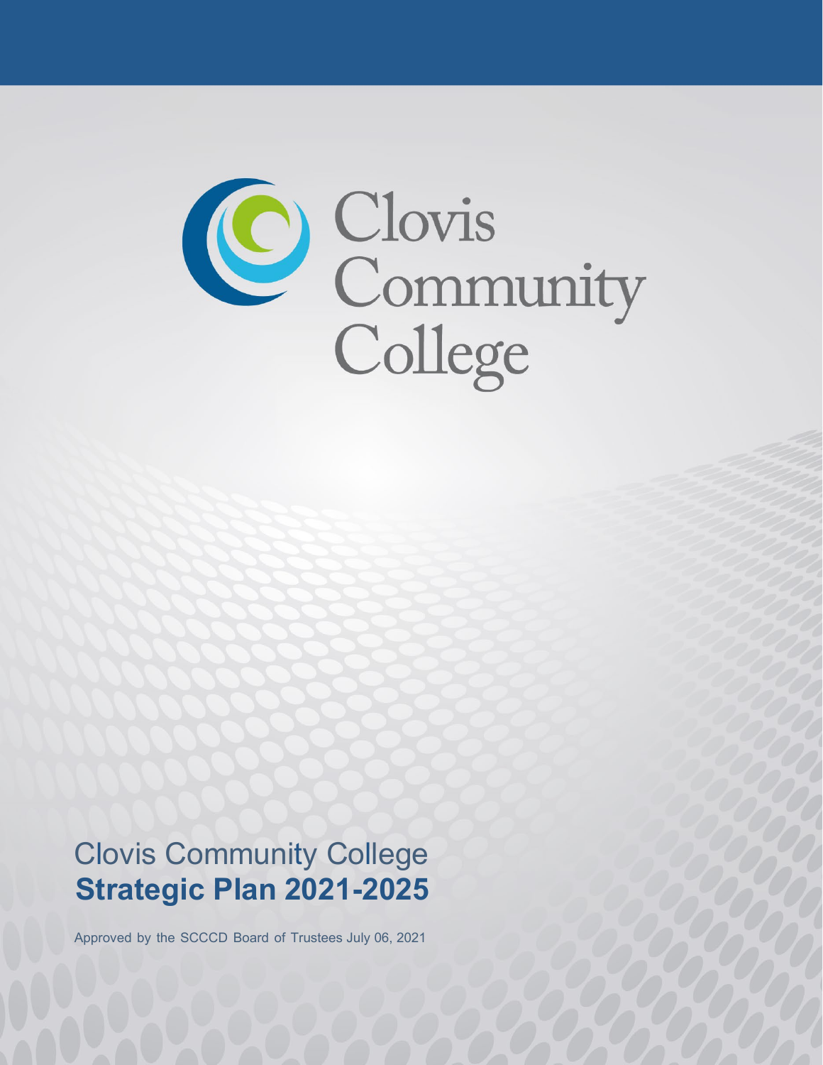Clovis Community College

# Clovis Community College
# **Strategic Plan 2021-2025**

Approved by the SCCCD Board of Trustees July 06, 2021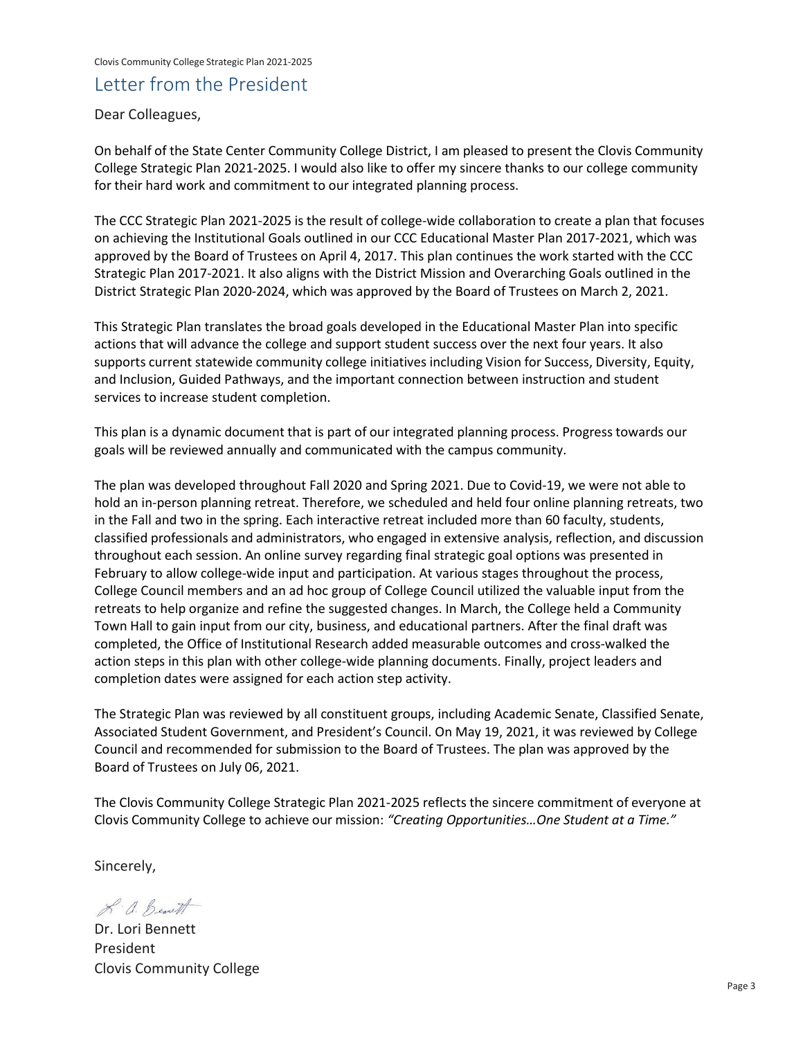# Letter from the President

Dear Colleagues,

On behalf of the State Center Community College District, I am pleased to present the Clovis Community College Strategic Plan 2021-2025. I would also like to offer my sincere thanks to our college community for their hard work and commitment to our integrated planning process.

The CCC Strategic Plan 2021-2025 is the result of college-wide collaboration to create a plan that focuses on achieving the Institutional Goals outlined in our CCC Educational Master Plan 2017-2021, which was approved by the Board of Trustees on April 4, 2017. This plan continues the work started with the CCC Strategic Plan 2017-2021. It also aligns with the District Mission and Overarching Goals outlined in the District Strategic Plan 2020-2024, which was approved by the Board of Trustees on March 2, 2021.

This Strategic Plan translates the broad goals developed in the Educational Master Plan into specific actions that will advance the college and support student success over the next four years. It also supports current statewide community college initiatives including Vision for Success, Diversity, Equity, and Inclusion, Guided Pathways, and the important connection between instruction and student services to increase student completion.

This plan is a dynamic document that is part of our integrated planning process. Progress towards our goals will be reviewed annually and communicated with the campus community.

The plan was developed throughout Fall 2020 and Spring 2021. Due to Covid-19, we were not able to hold an in-person planning retreat. Therefore, we scheduled and held four online planning retreats, two in the Fall and two in the spring. Each interactive retreat included more than 60 faculty, students, classified professionals and administrators, who engaged in extensive analysis, reflection, and discussion throughout each session. An online survey regarding final strategic goal options was presented in February to allow college-wide input and participation. At various stages throughout the process, College Council members and an ad hoc group of College Council utilized the valuable input from the retreats to help organize and refine the suggested changes. In March, the College held a Community Town Hall to gain input from our city, business, and educational partners. After the final draft was completed, the Office of Institutional Research added measurable outcomes and cross-walked the action steps in this plan with other college-wide planning documents. Finally, project leaders and completion dates were assigned for each action step activity.

The Strategic Plan was reviewed by all constituent groups, including Academic Senate, Classified Senate, Associated Student Government, and President's Council. On May 19, 2021, it was reviewed by College Council and recommended for submission to the Board of Trustees. The plan was approved by the Board of Trustees on July 06, 2021.

The Clovis Community College Strategic Plan 2021-2025 reflects the sincere commitment of everyone at Clovis Community College to achieve our mission: *"Creating Opportunities…One Student at a Time."*

Sincerely,

L. A. Bennett

Dr. Lori Bennett
President
Clovis Community College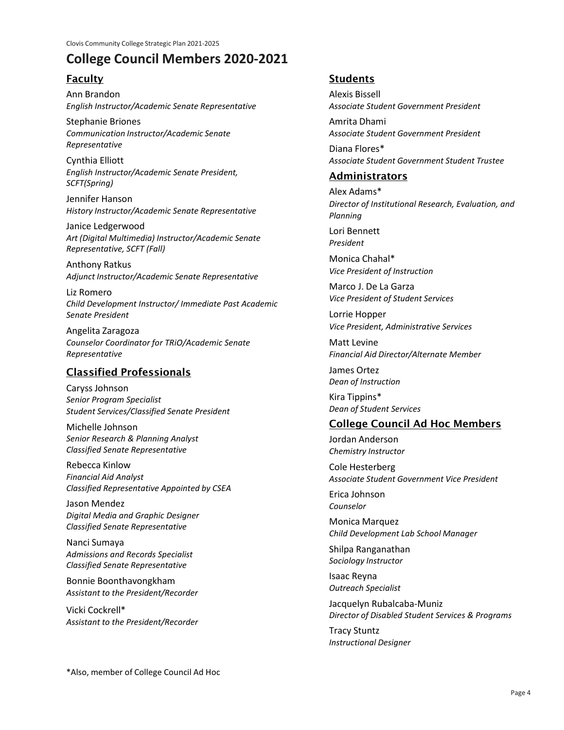# College Council Members 2020-2021

## Faculty

Ann Brandon
*English Instructor/Academic Senate Representative*

Stephanie Briones
*Communication Instructor/Academic Senate Representative*

Cynthia Elliott
*English Instructor/Academic Senate President, SCFT(Spring)*

Jennifer Hanson
*History Instructor/Academic Senate Representative*

Janice Ledgerwood
*Art (Digital Multimedia) Instructor/Academic Senate Representative, SCFT (Fall)*

Anthony Ratkus
*Adjunct Instructor/Academic Senate Representative*

Liz Romero
*Child Development Instructor/ Immediate Past Academic Senate President*

Angelita Zaragoza
*Counselor Coordinator for TRiO/Academic Senate Representative*

## Classified Professionals

Caryss Johnson
*Senior Program Specialist*
*Student Services/Classified Senate President*

Michelle Johnson
*Senior Research & Planning Analyst*
*Classified Senate Representative*

Rebecca Kinlow
*Financial Aid Analyst*
*Classified Representative Appointed by CSEA*

Jason Mendez
*Digital Media and Graphic Designer*
*Classified Senate Representative*

Nanci Sumaya
*Admissions and Records Specialist*
*Classified Senate Representative*

Bonnie Boonthavongkham
*Assistant to the President/Recorder*

Vicki Cockrell*
*Assistant to the President/Recorder*

## Students

Alexis Bissell
*Associate Student Government President*

Amrita Dhami
*Associate Student Government President*

Diana Flores*
*Associate Student Government Student Trustee*

## Administrators

Alex Adams*
*Director of Institutional Research, Evaluation, and Planning*

Lori Bennett
*President*

Monica Chahal*
*Vice President of Instruction*

Marco J. De La Garza
*Vice President of Student Services*

Lorrie Hopper
*Vice President, Administrative Services*

Matt Levine
*Financial Aid Director/Alternate Member*

James Ortez
*Dean of Instruction*

Kira Tippins*
*Dean of Student Services*

## College Council Ad Hoc Members

Jordan Anderson
*Chemistry Instructor*

Cole Hesterberg
*Associate Student Government Vice President*

Erica Johnson
*Counselor*

Monica Marquez
*Child Development Lab School Manager*

Shilpa Ranganathan
*Sociology Instructor*

Isaac Reyna
*Outreach Specialist*

Jacquelyn Rubalcaba-Muniz
*Director of Disabled Student Services & Programs*

Tracy Stuntz
*Instructional Designer*

*Also, member of College Council Ad Hoc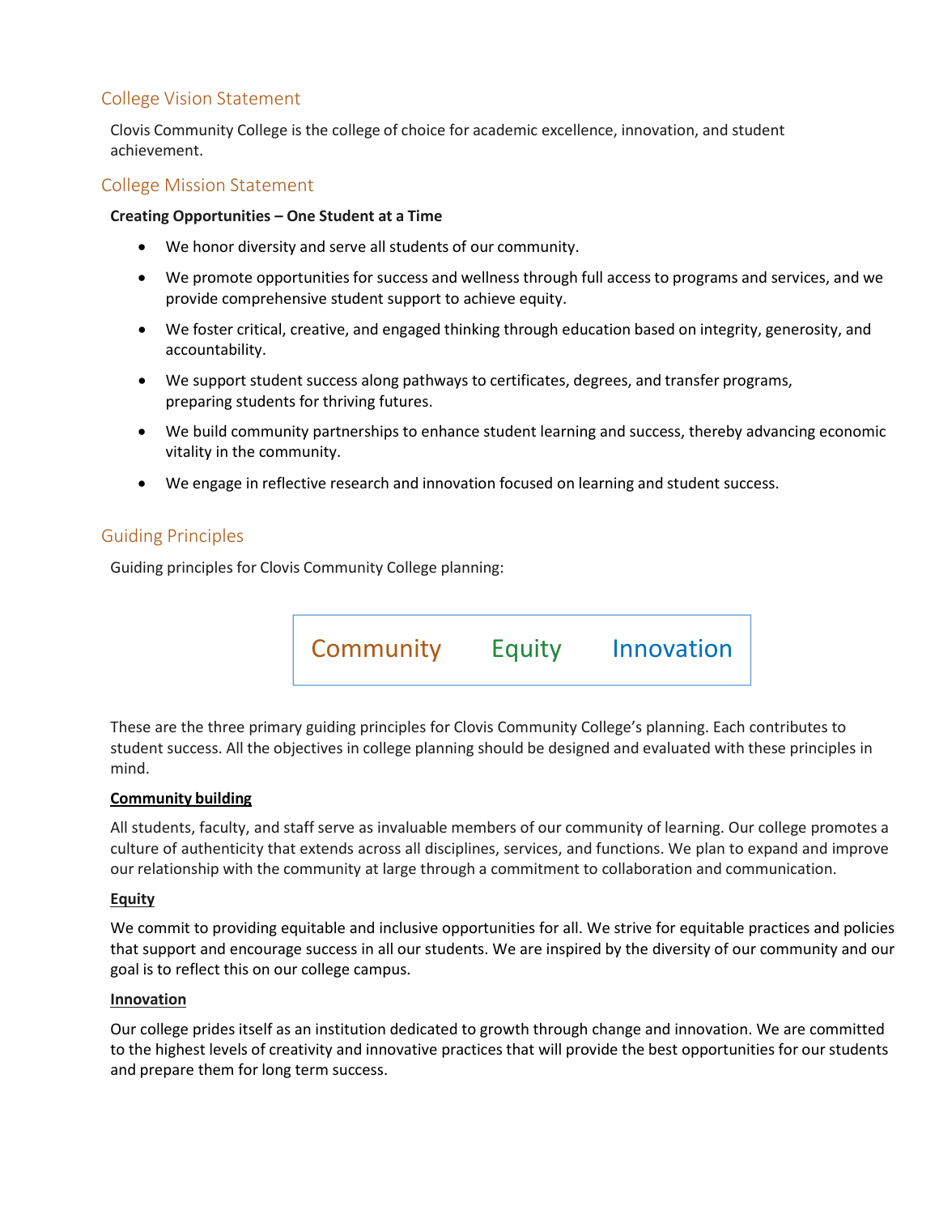## College Vision Statement

Clovis Community College is the college of choice for academic excellence, innovation, and student achievement.

## College Mission Statement

**Creating Opportunities – One Student at a Time**

- We honor diversity and serve all students of our community.
- We promote opportunities for success and wellness through full access to programs and services, and we provide comprehensive student support to achieve equity.
- We foster critical, creative, and engaged thinking through education based on integrity, generosity, and accountability.
- We support student success along pathways to certificates, degrees, and transfer programs, preparing students for thriving futures.
- We build community partnerships to enhance student learning and success, thereby advancing economic vitality in the community.
- We engage in reflective research and innovation focused on learning and student success.

## Guiding Principles

Guiding principles for Clovis Community College planning:

| Community | Equity | Innovation |
|---|---|---|

These are the three primary guiding principles for Clovis Community College's planning. Each contributes to student success. All the objectives in college planning should be designed and evaluated with these principles in mind.

**Community building**

All students, faculty, and staff serve as invaluable members of our community of learning. Our college promotes a culture of authenticity that extends across all disciplines, services, and functions. We plan to expand and improve our relationship with the community at large through a commitment to collaboration and communication.

**Equity**

We commit to providing equitable and inclusive opportunities for all. We strive for equitable practices and policies that support and encourage success in all our students. We are inspired by the diversity of our community and our goal is to reflect this on our college campus.

**Innovation**

Our college prides itself as an institution dedicated to growth through change and innovation. We are committed to the highest levels of creativity and innovative practices that will provide the best opportunities for our students and prepare them for long term success.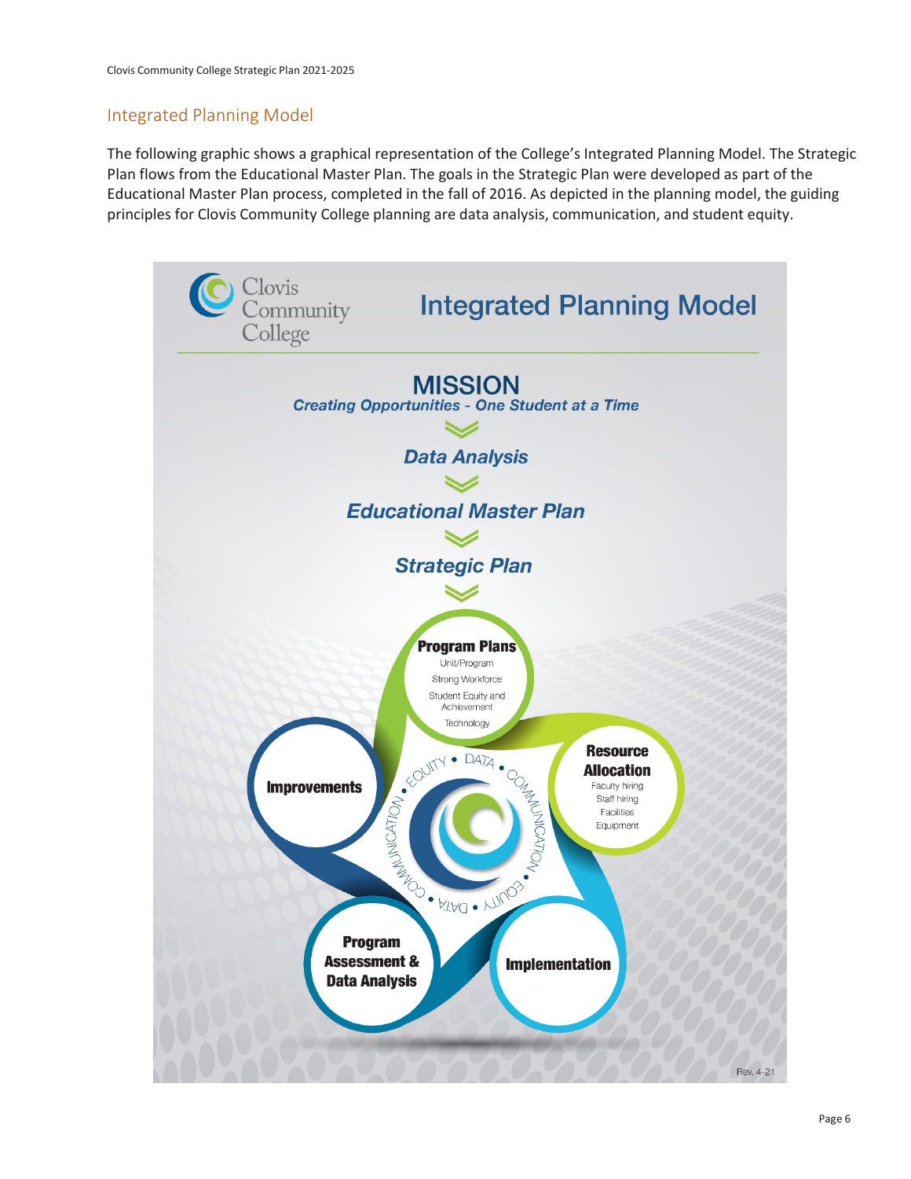## Integrated Planning Model

The following graphic shows a graphical representation of the College's Integrated Planning Model. The Strategic Plan flows from the Educational Master Plan. The goals in the Strategic Plan were developed as part of the Educational Master Plan process, completed in the fall of 2016. As depicted in the planning model, the guiding principles for Clovis Community College planning are data analysis, communication, and student equity.

Clovis Community College

**Integrated Planning Model**

**MISSION**

***Creating Opportunities - One Student at a Time***

***Data Analysis***

***Educational Master Plan***

***Strategic Plan***

**Program Plans**
- Unit/Program
- Strong Workforce
- Student Equity and Achievement
- Technology

**Resource Allocation**
- Faculty hiring
- Staff hiring
- Facilities
- Equipment

**Implementation**

**Program Assessment & Data Analysis**

**Improvements**

EQUITY • DATA • COMMUNICATION • EQUITY • DATA • COMMUNICATION

Rev. 4-21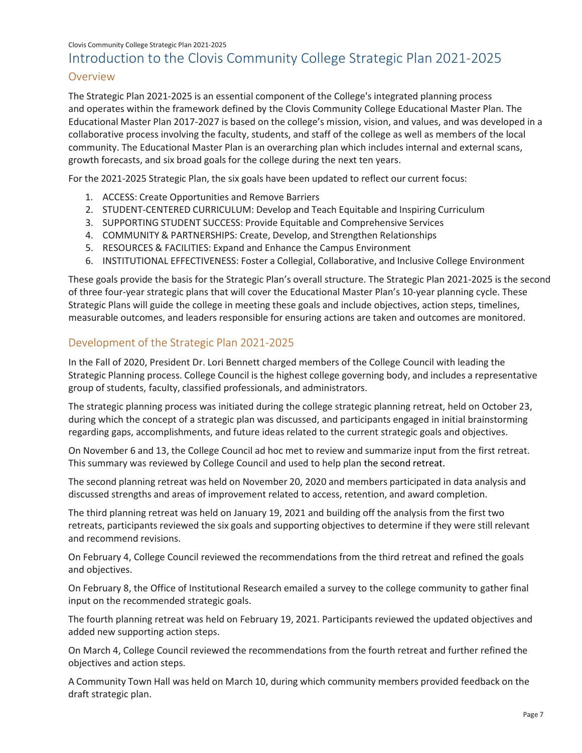# Introduction to the Clovis Community College Strategic Plan 2021-2025

## Overview

The Strategic Plan 2021-2025 is an essential component of the College's integrated planning process and operates within the framework defined by the Clovis Community College Educational Master Plan. The Educational Master Plan 2017-2027 is based on the college's mission, vision, and values, and was developed in a collaborative process involving the faculty, students, and staff of the college as well as members of the local community. The Educational Master Plan is an overarching plan which includes internal and external scans, growth forecasts, and six broad goals for the college during the next ten years.

For the 2021-2025 Strategic Plan, the six goals have been updated to reflect our current focus:

1. ACCESS: Create Opportunities and Remove Barriers
2. STUDENT-CENTERED CURRICULUM: Develop and Teach Equitable and Inspiring Curriculum
3. SUPPORTING STUDENT SUCCESS: Provide Equitable and Comprehensive Services
4. COMMUNITY & PARTNERSHIPS: Create, Develop, and Strengthen Relationships
5. RESOURCES & FACILITIES: Expand and Enhance the Campus Environment
6. INSTITUTIONAL EFFECTIVENESS: Foster a Collegial, Collaborative, and Inclusive College Environment

These goals provide the basis for the Strategic Plan's overall structure. The Strategic Plan 2021-2025 is the second of three four-year strategic plans that will cover the Educational Master Plan's 10-year planning cycle. These Strategic Plans will guide the college in meeting these goals and include objectives, action steps, timelines, measurable outcomes, and leaders responsible for ensuring actions are taken and outcomes are monitored.

## Development of the Strategic Plan 2021-2025

In the Fall of 2020, President Dr. Lori Bennett charged members of the College Council with leading the Strategic Planning process. College Council is the highest college governing body, and includes a representative group of students, faculty, classified professionals, and administrators.

The strategic planning process was initiated during the college strategic planning retreat, held on October 23, during which the concept of a strategic plan was discussed, and participants engaged in initial brainstorming regarding gaps, accomplishments, and future ideas related to the current strategic goals and objectives.

On November 6 and 13, the College Council ad hoc met to review and summarize input from the first retreat. This summary was reviewed by College Council and used to help plan the second retreat.

The second planning retreat was held on November 20, 2020 and members participated in data analysis and discussed strengths and areas of improvement related to access, retention, and award completion.

The third planning retreat was held on January 19, 2021 and building off the analysis from the first two retreats, participants reviewed the six goals and supporting objectives to determine if they were still relevant and recommend revisions.

On February 4, College Council reviewed the recommendations from the third retreat and refined the goals and objectives.

On February 8, the Office of Institutional Research emailed a survey to the college community to gather final input on the recommended strategic goals.

The fourth planning retreat was held on February 19, 2021. Participants reviewed the updated objectives and added new supporting action steps.

On March 4, College Council reviewed the recommendations from the fourth retreat and further refined the objectives and action steps.

A Community Town Hall was held on March 10, during which community members provided feedback on the draft strategic plan.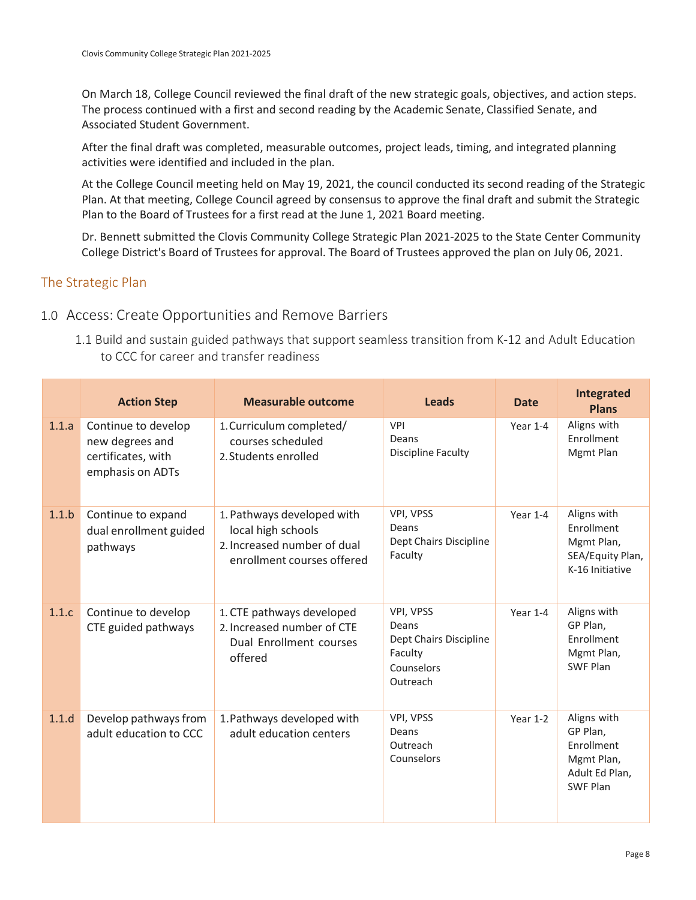On March 18, College Council reviewed the final draft of the new strategic goals, objectives, and action steps. The process continued with a first and second reading by the Academic Senate, Classified Senate, and Associated Student Government.

After the final draft was completed, measurable outcomes, project leads, timing, and integrated planning activities were identified and included in the plan.

At the College Council meeting held on May 19, 2021, the council conducted its second reading of the Strategic Plan. At that meeting, College Council agreed by consensus to approve the final draft and submit the Strategic Plan to the Board of Trustees for a first read at the June 1, 2021 Board meeting.

Dr. Bennett submitted the Clovis Community College Strategic Plan 2021-2025 to the State Center Community College District's Board of Trustees for approval. The Board of Trustees approved the plan on July 06, 2021.

## The Strategic Plan

### 1.0 Access: Create Opportunities and Remove Barriers

1.1 Build and sustain guided pathways that support seamless transition from K-12 and Adult Education to CCC for career and transfer readiness

| | Action Step | Measurable outcome | Leads | Date | Integrated Plans |
|---|---|---|---|---|---|
| 1.1.a | Continue to develop new degrees and certificates, with emphasis on ADTs | 1. Curriculum completed/ courses scheduled<br>2. Students enrolled | VPI<br>Deans<br>Discipline Faculty | Year 1-4 | Aligns with Enrollment Mgmt Plan |
| 1.1.b | Continue to expand dual enrollment guided pathways | 1. Pathways developed with local high schools<br>2. Increased number of dual enrollment courses offered | VPI, VPSS<br>Deans<br>Dept Chairs Discipline Faculty | Year 1-4 | Aligns with Enrollment Mgmt Plan, SEA/Equity Plan, K-16 Initiative |
| 1.1.c | Continue to develop CTE guided pathways | 1. CTE pathways developed<br>2. Increased number of CTE Dual Enrollment courses offered | VPI, VPSS<br>Deans<br>Dept Chairs Discipline Faculty<br>Counselors<br>Outreach | Year 1-4 | Aligns with GP Plan, Enrollment Mgmt Plan, SWF Plan |
| 1.1.d | Develop pathways from adult education to CCC | 1. Pathways developed with adult education centers | VPI, VPSS<br>Deans<br>Outreach<br>Counselors | Year 1-2 | Aligns with GP Plan, Enrollment Mgmt Plan, Adult Ed Plan, SWF Plan |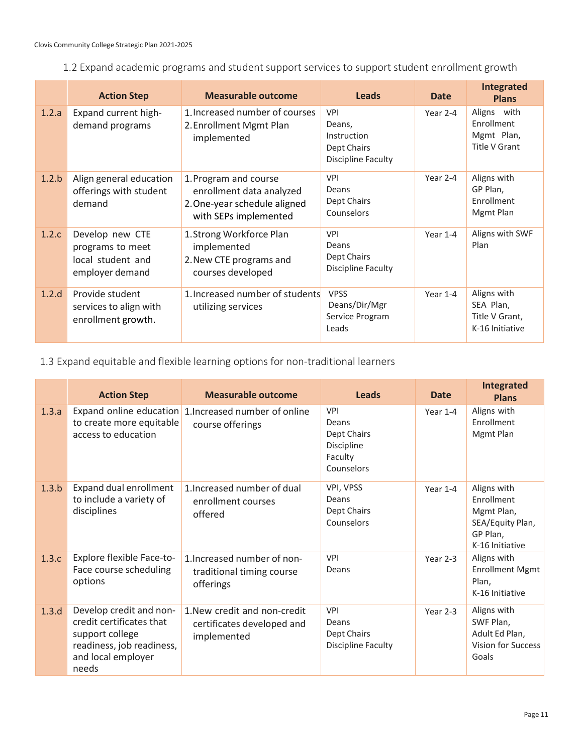### 1.2 Expand academic programs and student support services to support student enrollment growth

| | Action Step | Measurable outcome | Leads | Date | Integrated Plans |
|---|---|---|---|---|---|
| 1.2.a | Expand current high-demand programs | 1. Increased number of courses<br>2. Enrollment Mgmt Plan implemented | VPI<br>Deans, Instruction<br>Dept Chairs<br>Discipline Faculty | Year 2-4 | Aligns with Enrollment Mgmt Plan, Title V Grant |
| 1.2.b | Align general education offerings with student demand | 1. Program and course enrollment data analyzed<br>2. One-year schedule aligned with SEPs implemented | VPI<br>Deans<br>Dept Chairs<br>Counselors | Year 2-4 | Aligns with GP Plan, Enrollment Mgmt Plan |
| 1.2.c | Develop new CTE programs to meet local student and employer demand | 1. Strong Workforce Plan implemented<br>2. New CTE programs and courses developed | VPI<br>Deans<br>Dept Chairs<br>Discipline Faculty | Year 1-4 | Aligns with SWF Plan |
| 1.2.d | Provide student services to align with enrollment growth. | 1. Increased number of students utilizing services | VPSS<br>Deans/Dir/Mgr<br>Service Program Leads | Year 1-4 | Aligns with SEA Plan, Title V Grant, K-16 Initiative |

### 1.3 Expand equitable and flexible learning options for non-traditional learners

| | Action Step | Measurable outcome | Leads | Date | Integrated Plans |
|---|---|---|---|---|---|
| 1.3.a | Expand online education to create more equitable access to education | 1. Increased number of online course offerings | VPI<br>Deans<br>Dept Chairs<br>Discipline Faculty<br>Counselors | Year 1-4 | Aligns with Enrollment Mgmt Plan |
| 1.3.b | Expand dual enrollment to include a variety of disciplines | 1. Increased number of dual enrollment courses offered | VPI, VPSS<br>Deans<br>Dept Chairs<br>Counselors | Year 1-4 | Aligns with Enrollment Mgmt Plan, SEA/Equity Plan, GP Plan, K-16 Initiative |
| 1.3.c | Explore flexible Face-to-Face course scheduling options | 1. Increased number of non-traditional timing course offerings | VPI<br>Deans | Year 2-3 | Aligns with Enrollment Mgmt Plan, K-16 Initiative |
| 1.3.d | Develop credit and non-credit certificates that support college readiness, job readiness, and local employer needs | 1. New credit and non-credit certificates developed and implemented | VPI<br>Deans<br>Dept Chairs<br>Discipline Faculty | Year 2-3 | Aligns with SWF Plan, Adult Ed Plan, Vision for Success Goals |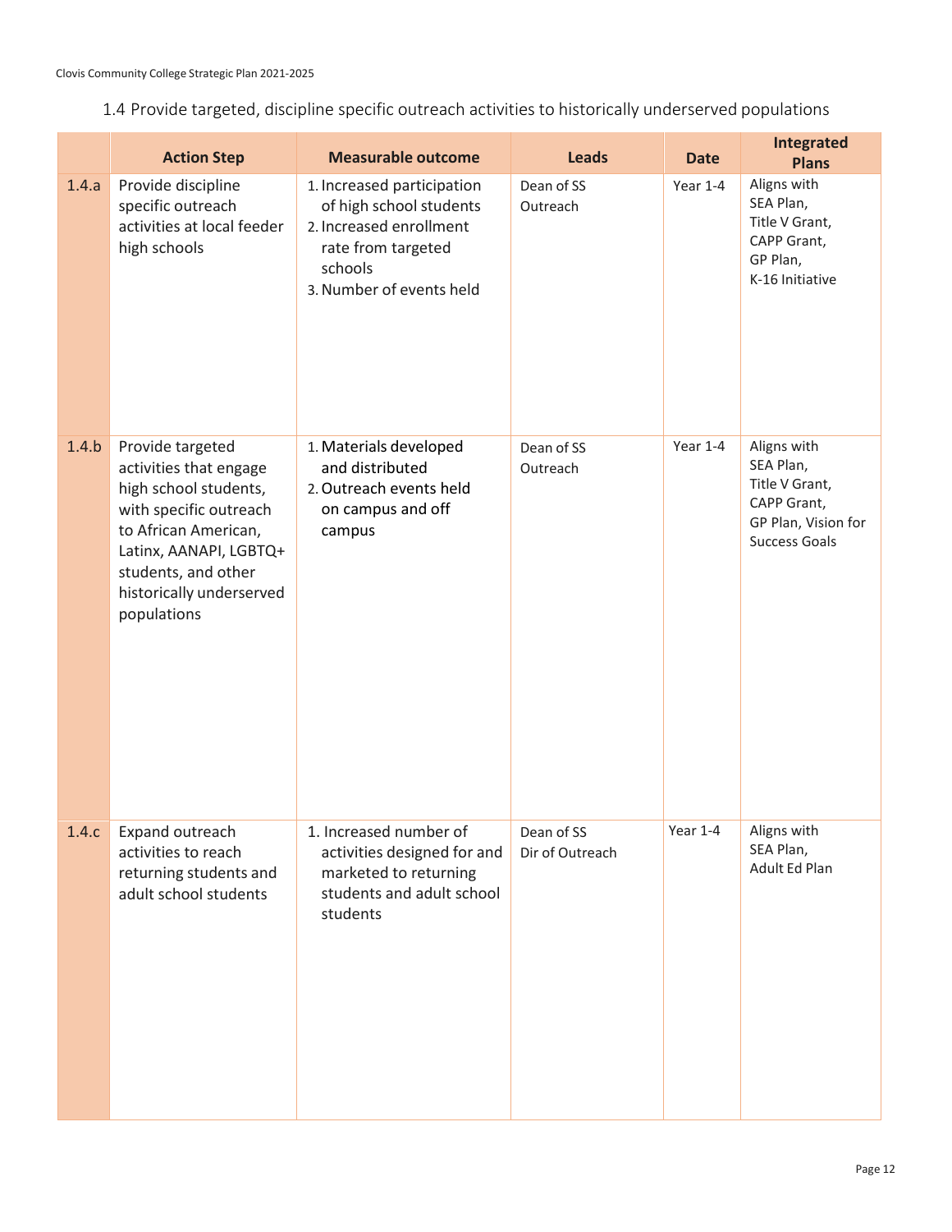### 1.4 Provide targeted, discipline specific outreach activities to historically underserved populations

| | Action Step | Measurable outcome | Leads | Date | Integrated Plans |
|---|---|---|---|---|---|
| 1.4.a | Provide discipline specific outreach activities at local feeder high schools | 1. Increased participation of high school students<br>2. Increased enrollment rate from targeted schools<br>3. Number of events held | Dean of SS<br>Outreach | Year 1-4 | Aligns with SEA Plan, Title V Grant, CAPP Grant, GP Plan, K-16 Initiative |
| 1.4.b | Provide targeted activities that engage high school students, with specific outreach to African American, Latinx, AANAPI, LGBTQ+ students, and other historically underserved populations | 1. Materials developed and distributed<br>2. Outreach events held on campus and off campus | Dean of SS<br>Outreach | Year 1-4 | Aligns with SEA Plan, Title V Grant, CAPP Grant, GP Plan, Vision for Success Goals |
| 1.4.c | Expand outreach activities to reach returning students and adult school students | 1. Increased number of activities designed for and marketed to returning students and adult school students | Dean of SS<br>Dir of Outreach | Year 1-4 | Aligns with SEA Plan, Adult Ed Plan |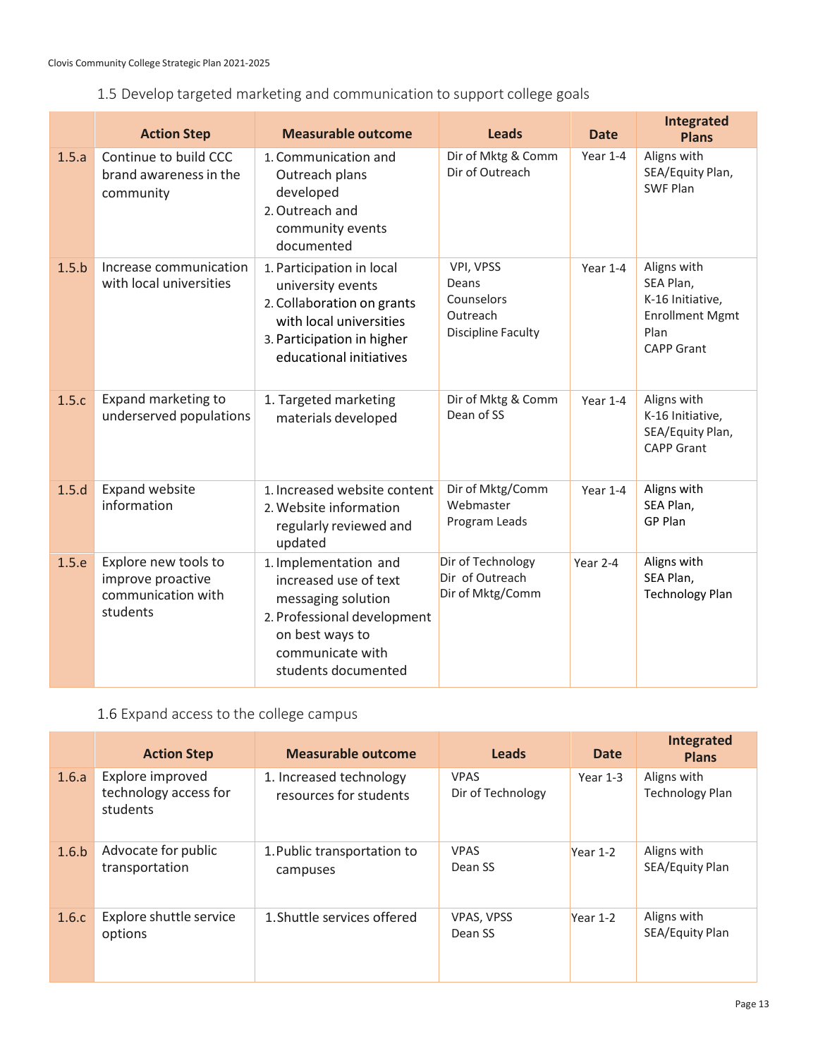### 1.5 Develop targeted marketing and communication to support college goals

| | Action Step | Measurable outcome | Leads | Date | Integrated Plans |
|---|---|---|---|---|---|
| 1.5.a | Continue to build CCC brand awareness in the community | 1. Communication and Outreach plans developed<br>2. Outreach and community events documented | Dir of Mktg & Comm<br>Dir of Outreach | Year 1-4 | Aligns with SEA/Equity Plan, SWF Plan |
| 1.5.b | Increase communication with local universities | 1. Participation in local university events<br>2. Collaboration on grants with local universities<br>3. Participation in higher educational initiatives | VPI, VPSS<br>Deans<br>Counselors<br>Outreach<br>Discipline Faculty | Year 1-4 | Aligns with SEA Plan, K-16 Initiative, Enrollment Mgmt Plan<br>CAPP Grant |
| 1.5.c | Expand marketing to underserved populations | 1. Targeted marketing materials developed | Dir of Mktg & Comm<br>Dean of SS | Year 1-4 | Aligns with K-16 Initiative, SEA/Equity Plan, CAPP Grant |
| 1.5.d | Expand website information | 1. Increased website content<br>2. Website information regularly reviewed and updated | Dir of Mktg/Comm<br>Webmaster<br>Program Leads | Year 1-4 | Aligns with SEA Plan, GP Plan |
| 1.5.e | Explore new tools to improve proactive communication with students | 1. Implementation and increased use of text messaging solution<br>2. Professional development on best ways to communicate with students documented | Dir of Technology<br>Dir of Outreach<br>Dir of Mktg/Comm | Year 2-4 | Aligns with SEA Plan, Technology Plan |

### 1.6 Expand access to the college campus

| | Action Step | Measurable outcome | Leads | Date | Integrated Plans |
|---|---|---|---|---|---|
| 1.6.a | Explore improved technology access for students | 1. Increased technology resources for students | VPAS<br>Dir of Technology | Year 1-3 | Aligns with Technology Plan |
| 1.6.b | Advocate for public transportation | 1. Public transportation to campuses | VPAS<br>Dean SS | Year 1-2 | Aligns with SEA/Equity Plan |
| 1.6.c | Explore shuttle service options | 1. Shuttle services offered | VPAS, VPSS<br>Dean SS | Year 1-2 | Aligns with SEA/Equity Plan |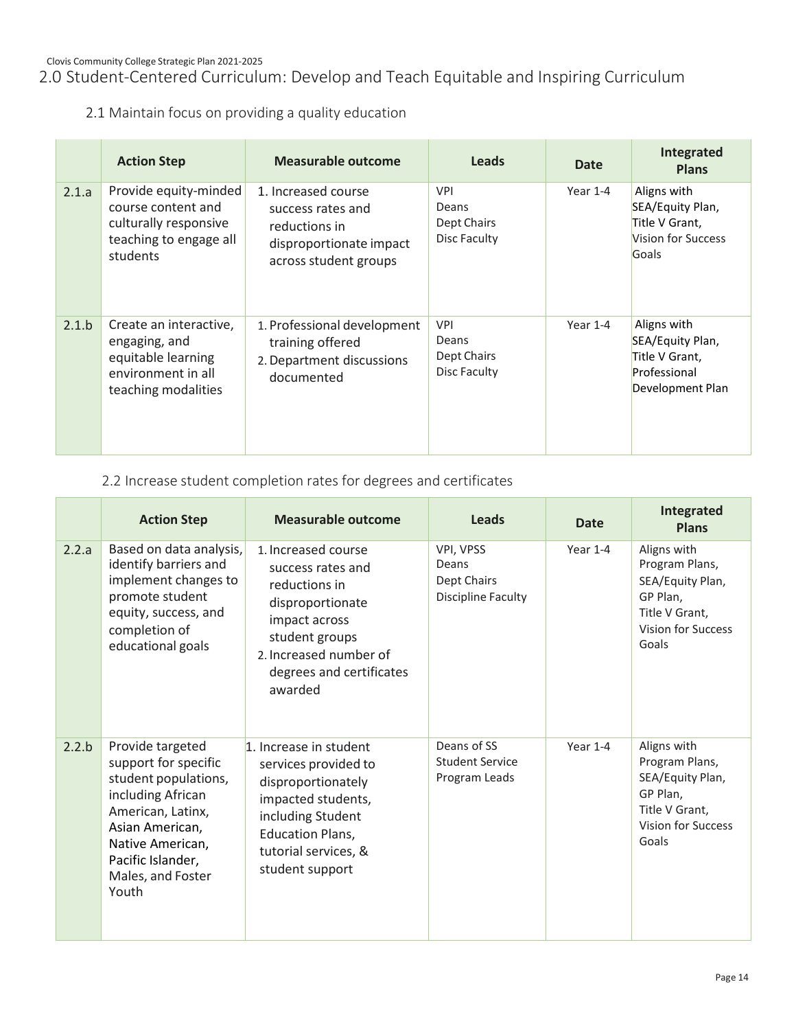## 2.0 Student-Centered Curriculum: Develop and Teach Equitable and Inspiring Curriculum

### 2.1 Maintain focus on providing a quality education

| | Action Step | Measurable outcome | Leads | Date | Integrated Plans |
|---|---|---|---|---|---|
| 2.1.a | Provide equity-minded course content and culturally responsive teaching to engage all students | 1. Increased course success rates and reductions in disproportionate impact across student groups | VPI<br>Deans<br>Dept Chairs<br>Disc Faculty | Year 1-4 | Aligns with SEA/Equity Plan, Title V Grant, Vision for Success Goals |
| 2.1.b | Create an interactive, engaging, and equitable learning environment in all teaching modalities | 1. Professional development training offered<br>2. Department discussions documented | VPI<br>Deans<br>Dept Chairs<br>Disc Faculty | Year 1-4 | Aligns with SEA/Equity Plan, Title V Grant, Professional Development Plan |

### 2.2 Increase student completion rates for degrees and certificates

| | Action Step | Measurable outcome | Leads | Date | Integrated Plans |
|---|---|---|---|---|---|
| 2.2.a | Based on data analysis, identify barriers and implement changes to promote student equity, success, and completion of educational goals | 1. Increased course success rates and reductions in disproportionate impact across student groups<br>2. Increased number of degrees and certificates awarded | VPI, VPSS<br>Deans<br>Dept Chairs<br>Discipline Faculty | Year 1-4 | Aligns with Program Plans, SEA/Equity Plan, GP Plan, Title V Grant, Vision for Success Goals |
| 2.2.b | Provide targeted support for specific student populations, including African American, Latinx, Asian American, Native American, Pacific Islander, Males, and Foster Youth | 1. Increase in student services provided to disproportionately impacted students, including Student Education Plans, tutorial services, & student support | Deans of SS<br>Student Service Program Leads | Year 1-4 | Aligns with Program Plans, SEA/Equity Plan, GP Plan, Title V Grant, Vision for Success Goals |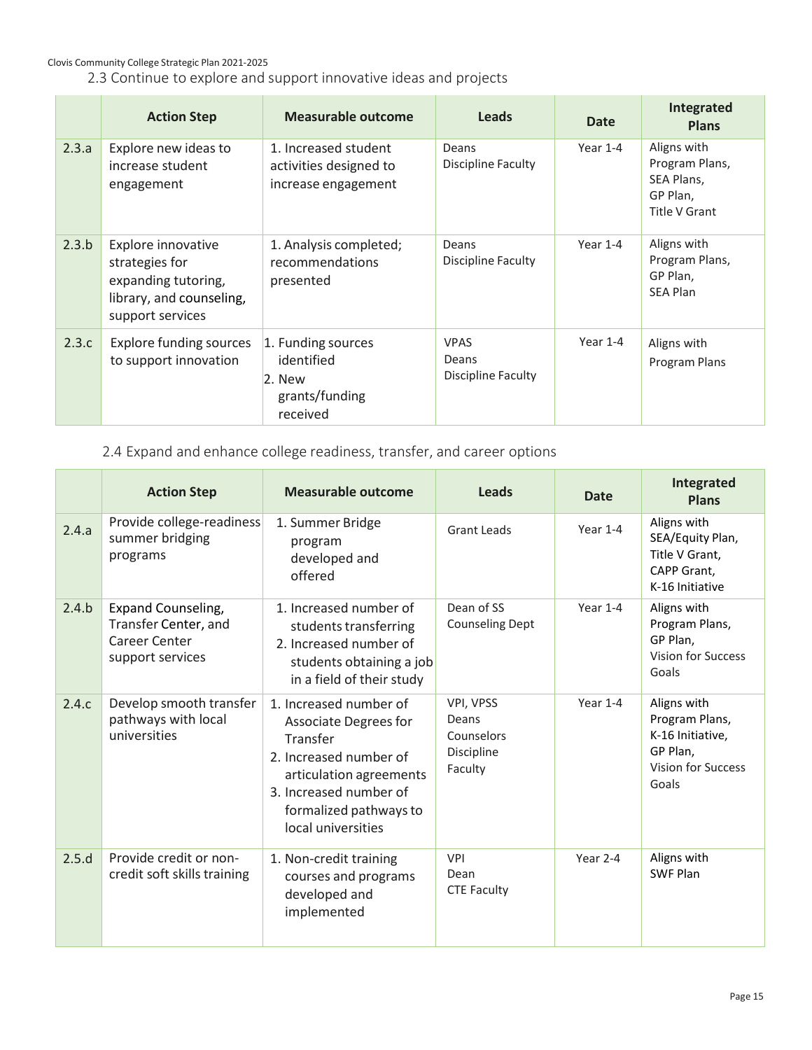### 2.3 Continue to explore and support innovative ideas and projects

| | Action Step | Measurable outcome | Leads | Date | Integrated Plans |
|---|---|---|---|---|---|
| 2.3.a | Explore new ideas to increase student engagement | 1. Increased student activities designed to increase engagement | Deans<br>Discipline Faculty | Year 1-4 | Aligns with Program Plans, SEA Plans, GP Plan, Title V Grant |
| 2.3.b | Explore innovative strategies for expanding tutoring, library, and counseling, support services | 1. Analysis completed; recommendations presented | Deans<br>Discipline Faculty | Year 1-4 | Aligns with Program Plans, GP Plan, SEA Plan |
| 2.3.c | Explore funding sources to support innovation | 1. Funding sources identified<br>2. New grants/funding received | VPAS<br>Deans<br>Discipline Faculty | Year 1-4 | Aligns with Program Plans |

### 2.4 Expand and enhance college readiness, transfer, and career options

| | Action Step | Measurable outcome | Leads | Date | Integrated Plans |
|---|---|---|---|---|---|
| 2.4.a | Provide college-readiness summer bridging programs | 1. Summer Bridge program developed and offered | Grant Leads | Year 1-4 | Aligns with SEA/Equity Plan, Title V Grant, CAPP Grant, K-16 Initiative |
| 2.4.b | Expand Counseling, Transfer Center, and Career Center support services | 1. Increased number of students transferring<br>2. Increased number of students obtaining a job in a field of their study | Dean of SS<br>Counseling Dept | Year 1-4 | Aligns with Program Plans, GP Plan, Vision for Success Goals |
| 2.4.c | Develop smooth transfer pathways with local universities | 1. Increased number of Associate Degrees for Transfer<br>2. Increased number of articulation agreements<br>3. Increased number of formalized pathways to local universities | VPI, VPSS<br>Deans<br>Counselors<br>Discipline Faculty | Year 1-4 | Aligns with Program Plans, K-16 Initiative, GP Plan, Vision for Success Goals |
| 2.5.d | Provide credit or non-credit soft skills training | 1. Non-credit training courses and programs developed and implemented | VPI<br>Dean<br>CTE Faculty | Year 2-4 | Aligns with SWF Plan |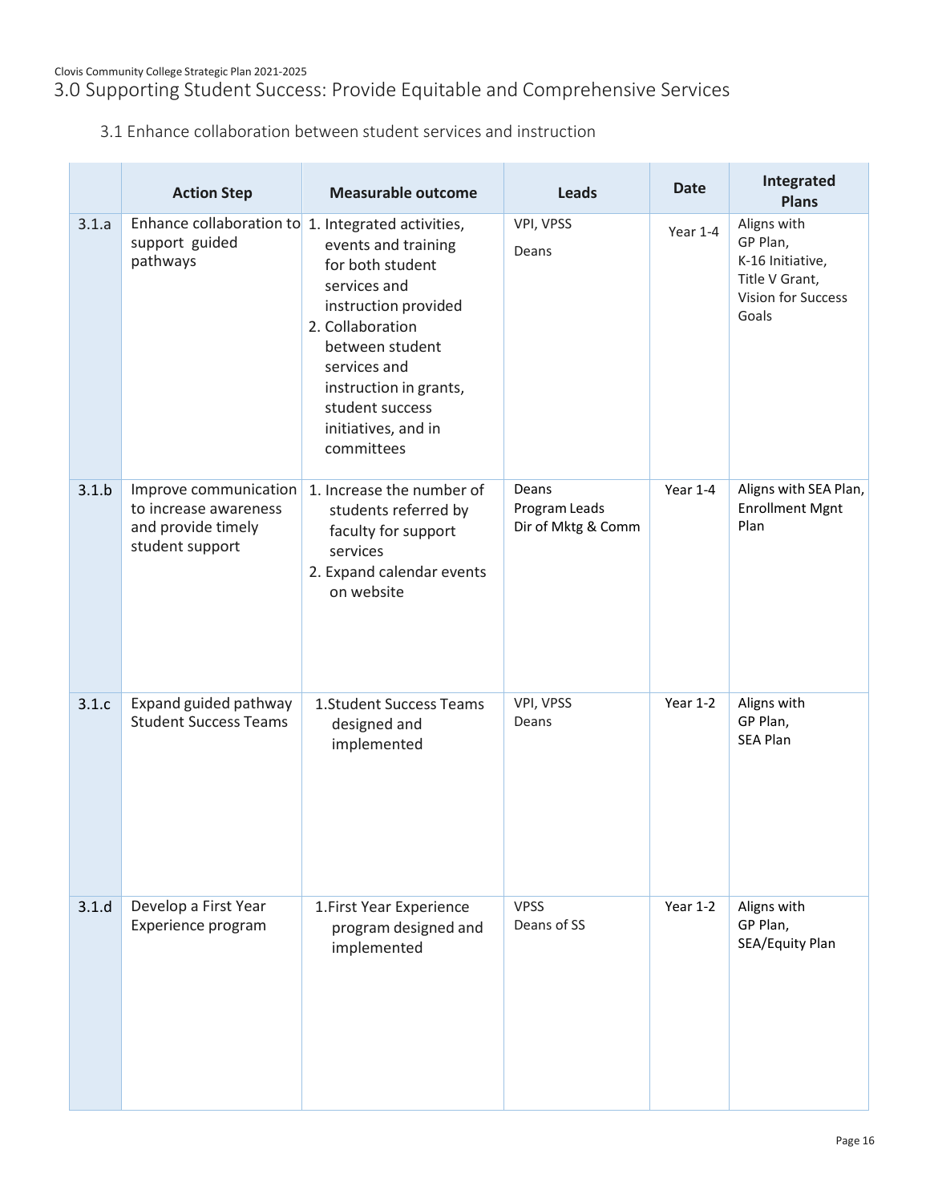Clovis Community College Strategic Plan 2021-2025

# 3.0 Supporting Student Success: Provide Equitable and Comprehensive Services

## 3.1 Enhance collaboration between student services and instruction

| | Action Step | Measurable outcome | Leads | Date | Integrated Plans |
|---|---|---|---|---|---|
| 3.1.a | Enhance collaboration to support guided pathways | 1. Integrated activities, events and training for both student services and instruction provided<br>2. Collaboration between student services and instruction in grants, student success initiatives, and in committees | VPI, VPSS<br>Deans | Year 1-4 | Aligns with GP Plan, K-16 Initiative, Title V Grant, Vision for Success Goals |
| 3.1.b | Improve communication to increase awareness and provide timely student support | 1. Increase the number of students referred by faculty for support services<br>2. Expand calendar events on website | Deans<br>Program Leads<br>Dir of Mktg & Comm | Year 1-4 | Aligns with SEA Plan, Enrollment Mgnt Plan |
| 3.1.c | Expand guided pathway Student Success Teams | 1. Student Success Teams designed and implemented | VPI, VPSS<br>Deans | Year 1-2 | Aligns with GP Plan, SEA Plan |
| 3.1.d | Develop a First Year Experience program | 1. First Year Experience program designed and implemented | VPSS<br>Deans of SS | Year 1-2 | Aligns with GP Plan, SEA/Equity Plan |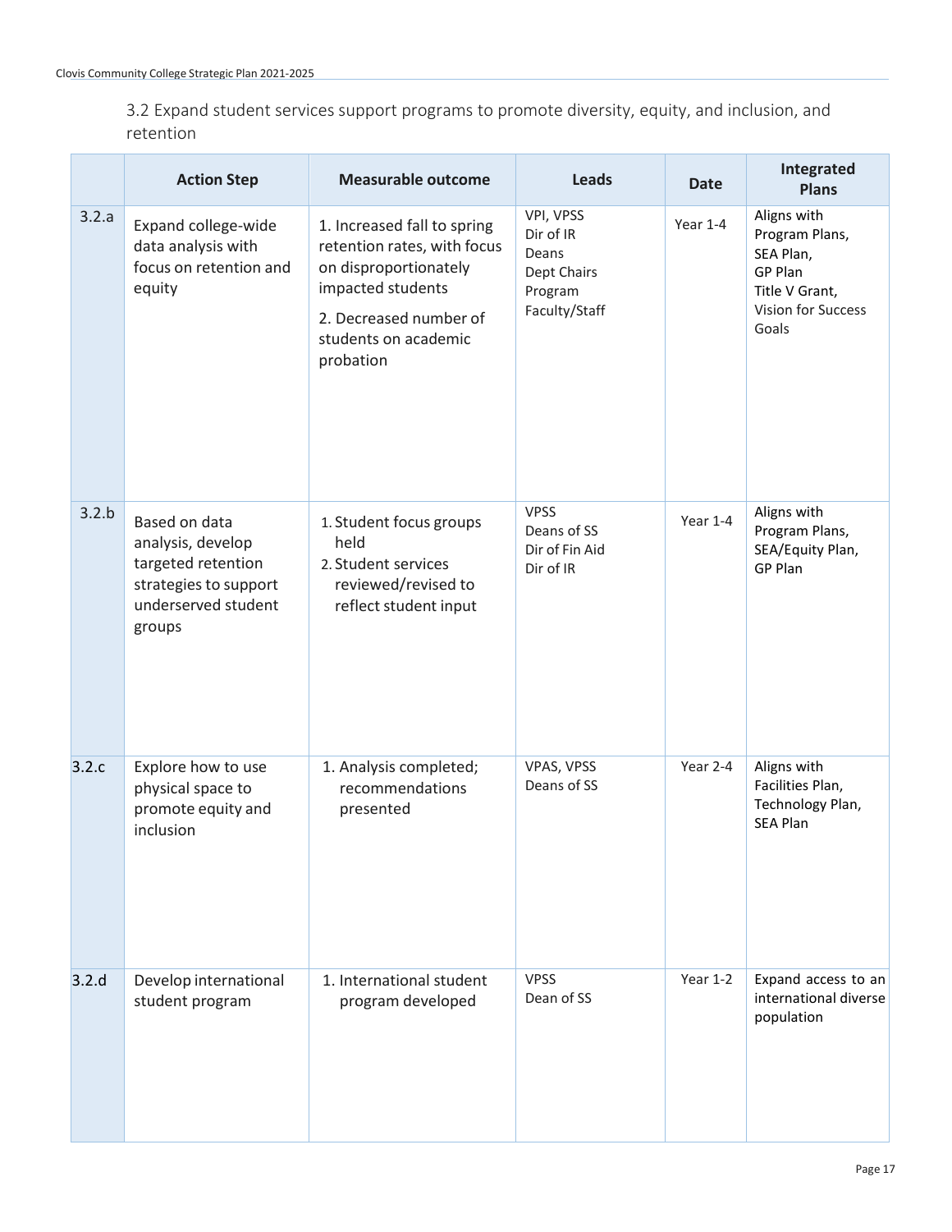3.2 Expand student services support programs to promote diversity, equity, and inclusion, and retention

| | Action Step | Measurable outcome | Leads | Date | Integrated Plans |
|---|---|---|---|---|---|
| 3.2.a | Expand college-wide data analysis with focus on retention and equity | 1. Increased fall to spring retention rates, with focus on disproportionately impacted students<br>2. Decreased number of students on academic probation | VPI, VPSS<br>Dir of IR<br>Deans<br>Dept Chairs<br>Program Faculty/Staff | Year 1-4 | Aligns with Program Plans, SEA Plan, GP Plan<br>Title V Grant, Vision for Success Goals |
| 3.2.b | Based on data analysis, develop targeted retention strategies to support underserved student groups | 1. Student focus groups held<br>2. Student services reviewed/revised to reflect student input | VPSS<br>Deans of SS<br>Dir of Fin Aid<br>Dir of IR | Year 1-4 | Aligns with Program Plans, SEA/Equity Plan, GP Plan |
| 3.2.c | Explore how to use physical space to promote equity and inclusion | 1. Analysis completed; recommendations presented | VPAS, VPSS<br>Deans of SS | Year 2-4 | Aligns with Facilities Plan, Technology Plan, SEA Plan |
| 3.2.d | Develop international student program | 1. International student program developed | VPSS<br>Dean of SS | Year 1-2 | Expand access to an international diverse population |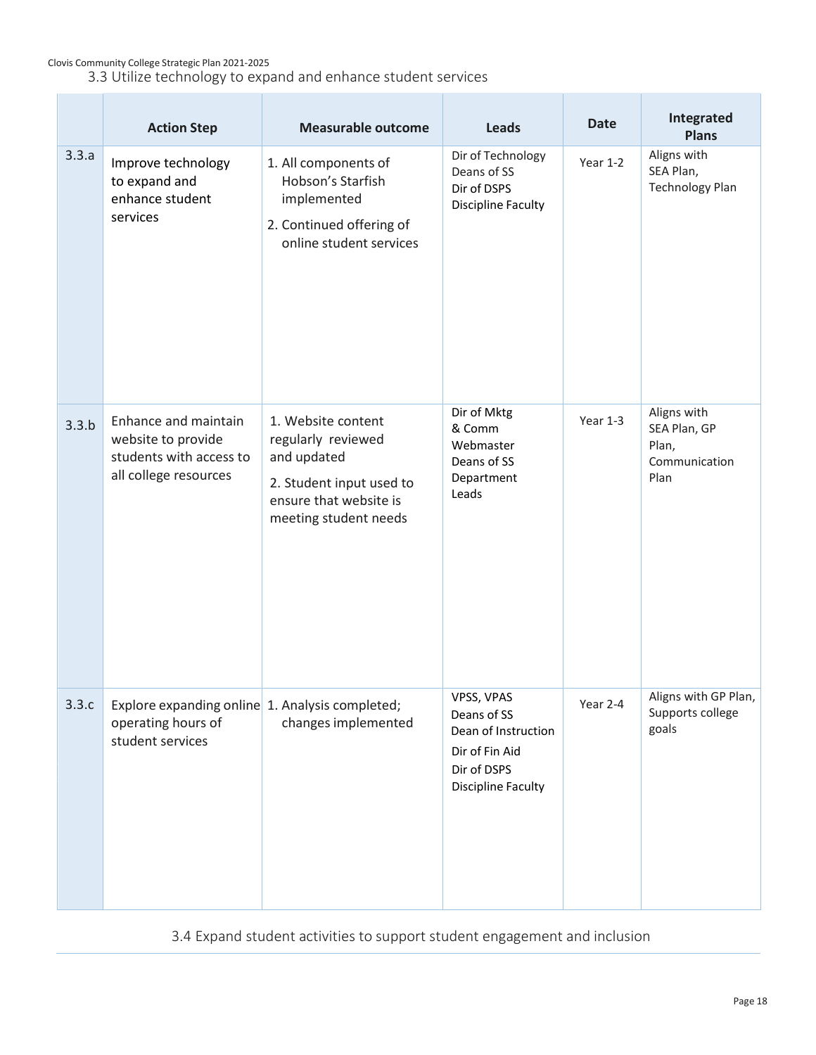### 3.3 Utilize technology to expand and enhance student services

| | Action Step | Measurable outcome | Leads | Date | Integrated Plans |
|---|---|---|---|---|---|
| 3.3.a | Improve technology to expand and enhance student services | 1. All components of Hobson's Starfish implemented<br>2. Continued offering of online student services | Dir of Technology<br>Deans of SS<br>Dir of DSPS<br>Discipline Faculty | Year 1-2 | Aligns with SEA Plan, Technology Plan |
| 3.3.b | Enhance and maintain website to provide students with access to all college resources | 1. Website content regularly reviewed and updated<br>2. Student input used to ensure that website is meeting student needs | Dir of Mktg & Comm<br>Webmaster<br>Deans of SS<br>Department Leads | Year 1-3 | Aligns with SEA Plan, GP Plan, Communication Plan |
| 3.3.c | Explore expanding online operating hours of student services | 1. Analysis completed; changes implemented | VPSS, VPAS<br>Deans of SS<br>Dean of Instruction<br>Dir of Fin Aid<br>Dir of DSPS<br>Discipline Faculty | Year 2-4 | Aligns with GP Plan, Supports college goals |

### 3.4 Expand student activities to support student engagement and inclusion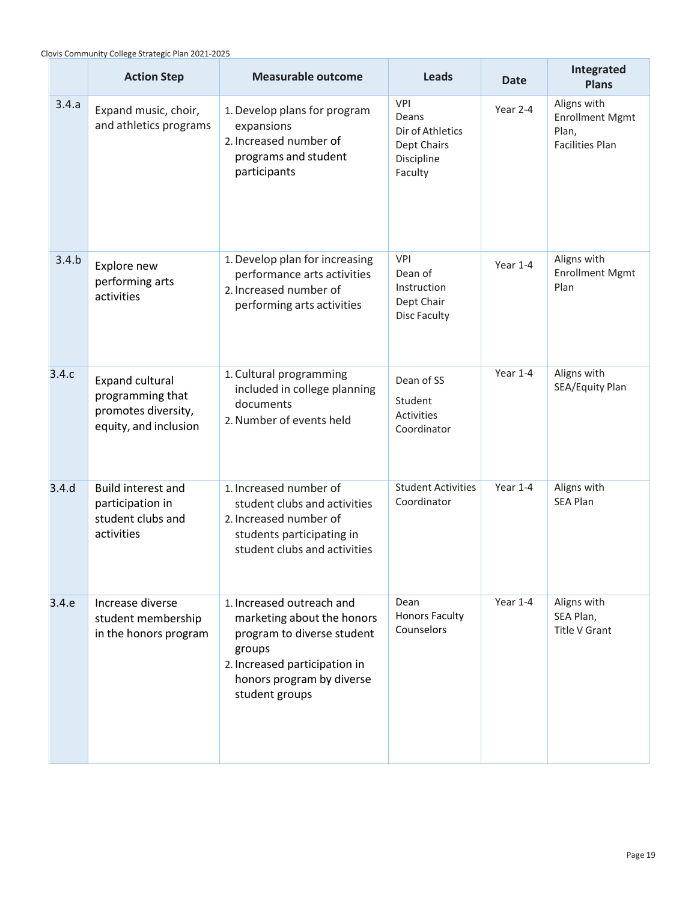| | Action Step | Measurable outcome | Leads | Date | Integrated Plans |
|---|---|---|---|---|---|
| 3.4.a | Expand music, choir, and athletics programs | 1. Develop plans for program expansions<br>2. Increased number of programs and student participants | VPI<br>Deans<br>Dir of Athletics<br>Dept Chairs<br>Discipline Faculty | Year 2-4 | Aligns with Enrollment Mgmt Plan,<br>Facilities Plan |
| 3.4.b | Explore new performing arts activities | 1. Develop plan for increasing performance arts activities<br>2. Increased number of performing arts activities | VPI<br>Dean of Instruction<br>Dept Chair<br>Disc Faculty | Year 1-4 | Aligns with Enrollment Mgmt Plan |
| 3.4.c | Expand cultural programming that promotes diversity, equity, and inclusion | 1. Cultural programming included in college planning documents<br>2. Number of events held | Dean of SS<br>Student Activities Coordinator | Year 1-4 | Aligns with SEA/Equity Plan |
| 3.4.d | Build interest and participation in student clubs and activities | 1. Increased number of student clubs and activities<br>2. Increased number of students participating in student clubs and activities | Student Activities Coordinator | Year 1-4 | Aligns with SEA Plan |
| 3.4.e | Increase diverse student membership in the honors program | 1. Increased outreach and marketing about the honors program to diverse student groups<br>2. Increased participation in honors program by diverse student groups | Dean<br>Honors Faculty<br>Counselors | Year 1-4 | Aligns with SEA Plan,<br>Title V Grant |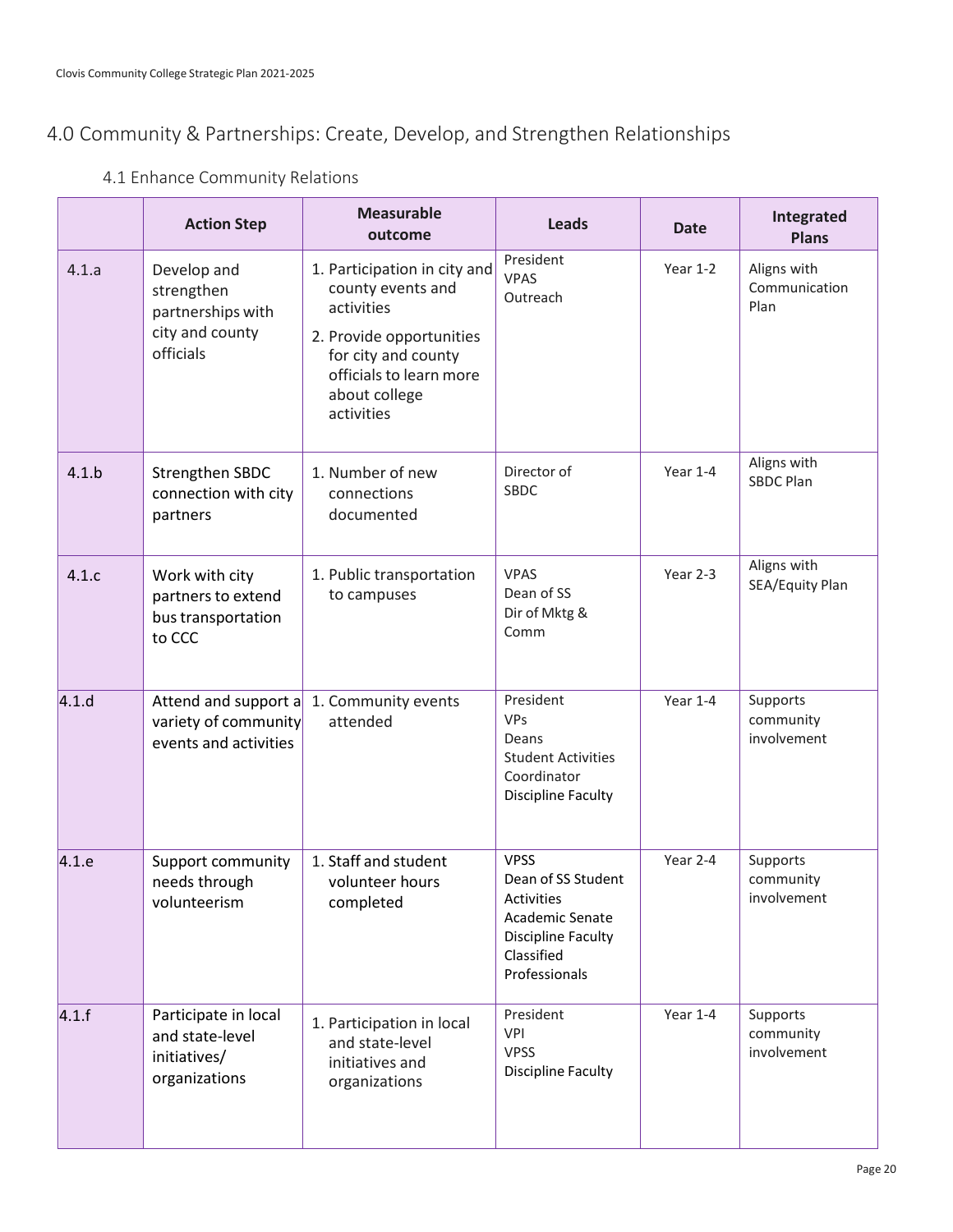## 4.0 Community & Partnerships: Create, Develop, and Strengthen Relationships

### 4.1 Enhance Community Relations

| | Action Step | Measurable outcome | Leads | Date | Integrated Plans |
|---|---|---|---|---|---|
| 4.1.a | Develop and strengthen partnerships with city and county officials | 1. Participation in city and county events and activities<br>2. Provide opportunities for city and county officials to learn more about college activities | President<br>VPAS<br>Outreach | Year 1-2 | Aligns with Communication Plan |
| 4.1.b | Strengthen SBDC connection with city partners | 1. Number of new connections documented | Director of SBDC | Year 1-4 | Aligns with SBDC Plan |
| 4.1.c | Work with city partners to extend bus transportation to CCC | 1. Public transportation to campuses | VPAS<br>Dean of SS<br>Dir of Mktg & Comm | Year 2-3 | Aligns with SEA/Equity Plan |
| 4.1.d | Attend and support a variety of community events and activities | 1. Community events attended | President<br>VPs<br>Deans<br>Student Activities Coordinator<br>Discipline Faculty | Year 1-4 | Supports community involvement |
| 4.1.e | Support community needs through volunteerism | 1. Staff and student volunteer hours completed | VPSS<br>Dean of SS Student Activities<br>Academic Senate<br>Discipline Faculty<br>Classified Professionals | Year 2-4 | Supports community involvement |
| 4.1.f | Participate in local and state-level initiatives/ organizations | 1. Participation in local and state-level initiatives and organizations | President<br>VPI<br>VPSS<br>Discipline Faculty | Year 1-4 | Supports community involvement |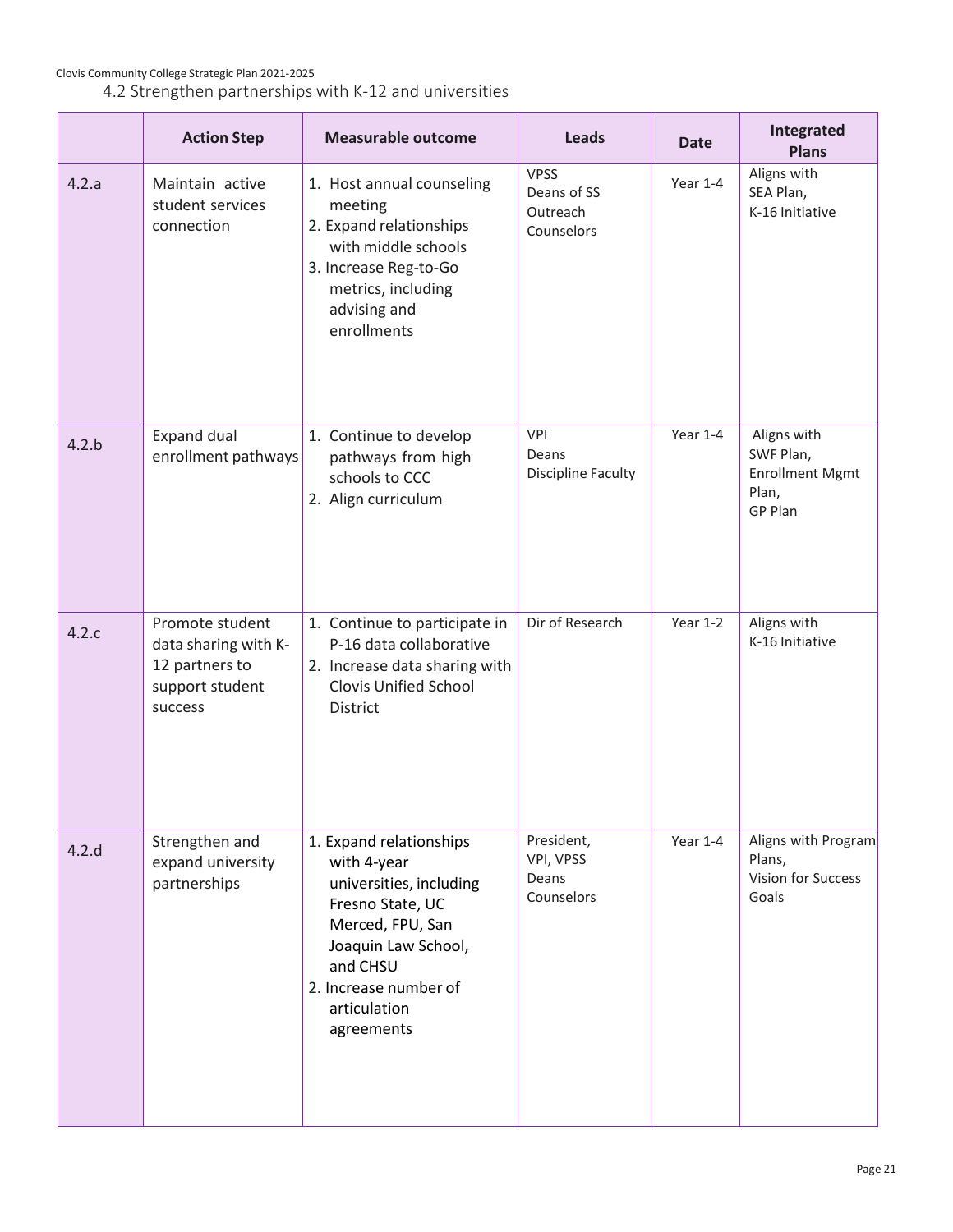## 4.2 Strengthen partnerships with K-12 and universities

| | Action Step | Measurable outcome | Leads | Date | Integrated Plans |
|---|---|---|---|---|---|
| 4.2.a | Maintain active student services connection | 1. Host annual counseling meeting<br>2. Expand relationships with middle schools<br>3. Increase Reg-to-Go metrics, including advising and enrollments | VPSS<br>Deans of SS<br>Outreach<br>Counselors | Year 1-4 | Aligns with SEA Plan,<br>K-16 Initiative |
| 4.2.b | Expand dual enrollment pathways | 1. Continue to develop pathways from high schools to CCC<br>2. Align curriculum | VPI<br>Deans<br>Discipline Faculty | Year 1-4 | Aligns with SWF Plan,<br>Enrollment Mgmt Plan,<br>GP Plan |
| 4.2.c | Promote student data sharing with K-12 partners to support student success | 1. Continue to participate in P-16 data collaborative<br>2. Increase data sharing with Clovis Unified School District | Dir of Research | Year 1-2 | Aligns with K-16 Initiative |
| 4.2.d | Strengthen and expand university partnerships | 1. Expand relationships with 4-year universities, including Fresno State, UC Merced, FPU, San Joaquin Law School, and CHSU<br>2. Increase number of articulation agreements | President,<br>VPI, VPSS<br>Deans<br>Counselors | Year 1-4 | Aligns with Program Plans,<br>Vision for Success Goals |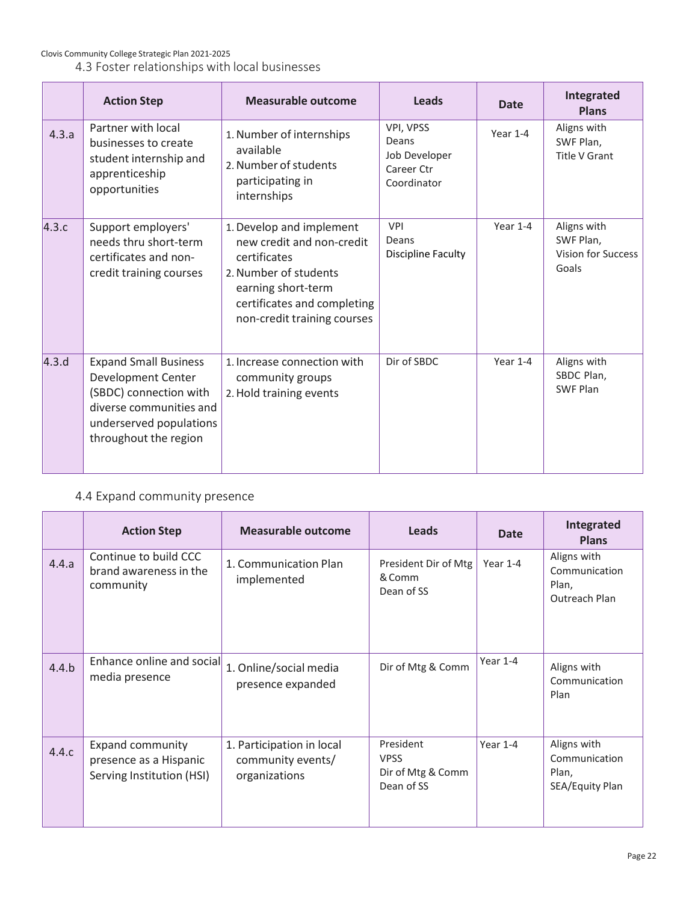### 4.3 Foster relationships with local businesses

| | Action Step | Measurable outcome | Leads | Date | Integrated Plans |
|---|---|---|---|---|---|
| 4.3.a | Partner with local businesses to create student internship and apprenticeship opportunities | 1. Number of internships available<br>2. Number of students participating in internships | VPI, VPSS<br>Deans<br>Job Developer<br>Career Ctr Coordinator | Year 1-4 | Aligns with SWF Plan, Title V Grant |
| 4.3.c | Support employers' needs thru short-term certificates and non-credit training courses | 1. Develop and implement new credit and non-credit certificates<br>2. Number of students earning short-term certificates and completing non-credit training courses | VPI<br>Deans<br>Discipline Faculty | Year 1-4 | Aligns with SWF Plan, Vision for Success Goals |
| 4.3.d | Expand Small Business Development Center (SBDC) connection with diverse communities and underserved populations throughout the region | 1. Increase connection with community groups<br>2. Hold training events | Dir of SBDC | Year 1-4 | Aligns with SBDC Plan, SWF Plan |

### 4.4 Expand community presence

| | Action Step | Measurable outcome | Leads | Date | Integrated Plans |
|---|---|---|---|---|---|
| 4.4.a | Continue to build CCC brand awareness in the community | 1. Communication Plan implemented | President Dir of Mtg & Comm<br>Dean of SS | Year 1-4 | Aligns with Communication Plan, Outreach Plan |
| 4.4.b | Enhance online and social media presence | 1. Online/social media presence expanded | Dir of Mtg & Comm | Year 1-4 | Aligns with Communication Plan |
| 4.4.c | Expand community presence as a Hispanic Serving Institution (HSI) | 1. Participation in local community events/ organizations | President<br>VPSS<br>Dir of Mtg & Comm<br>Dean of SS | Year 1-4 | Aligns with Communication Plan, SEA/Equity Plan |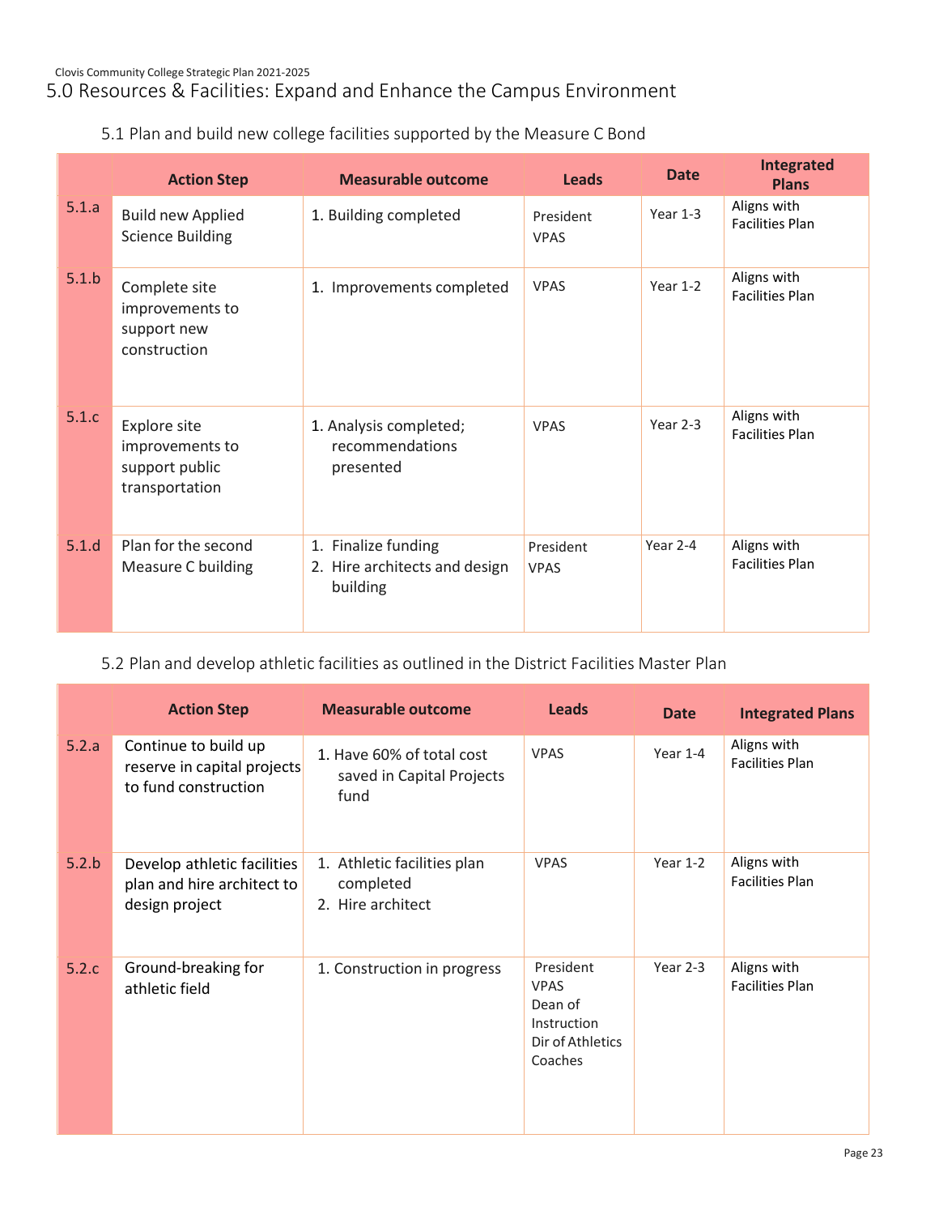## 5.0 Resources & Facilities: Expand and Enhance the Campus Environment

### 5.1 Plan and build new college facilities supported by the Measure C Bond

| | Action Step | Measurable outcome | Leads | Date | Integrated Plans |
|---|---|---|---|---|---|
| 5.1.a | Build new Applied Science Building | 1. Building completed | President<br>VPAS | Year 1-3 | Aligns with Facilities Plan |
| 5.1.b | Complete site improvements to support new construction | 1. Improvements completed | VPAS | Year 1-2 | Aligns with Facilities Plan |
| 5.1.c | Explore site improvements to support public transportation | 1. Analysis completed; recommendations presented | VPAS | Year 2-3 | Aligns with Facilities Plan |
| 5.1.d | Plan for the second Measure C building | 1. Finalize funding<br>2. Hire architects and design building | President<br>VPAS | Year 2-4 | Aligns with Facilities Plan |

### 5.2 Plan and develop athletic facilities as outlined in the District Facilities Master Plan

| | Action Step | Measurable outcome | Leads | Date | Integrated Plans |
|---|---|---|---|---|---|
| 5.2.a | Continue to build up reserve in capital projects to fund construction | 1. Have 60% of total cost saved in Capital Projects fund | VPAS | Year 1-4 | Aligns with Facilities Plan |
| 5.2.b | Develop athletic facilities plan and hire architect to design project | 1. Athletic facilities plan completed<br>2. Hire architect | VPAS | Year 1-2 | Aligns with Facilities Plan |
| 5.2.c | Ground-breaking for athletic field | 1. Construction in progress | President<br>VPAS<br>Dean of Instruction<br>Dir of Athletics<br>Coaches | Year 2-3 | Aligns with Facilities Plan |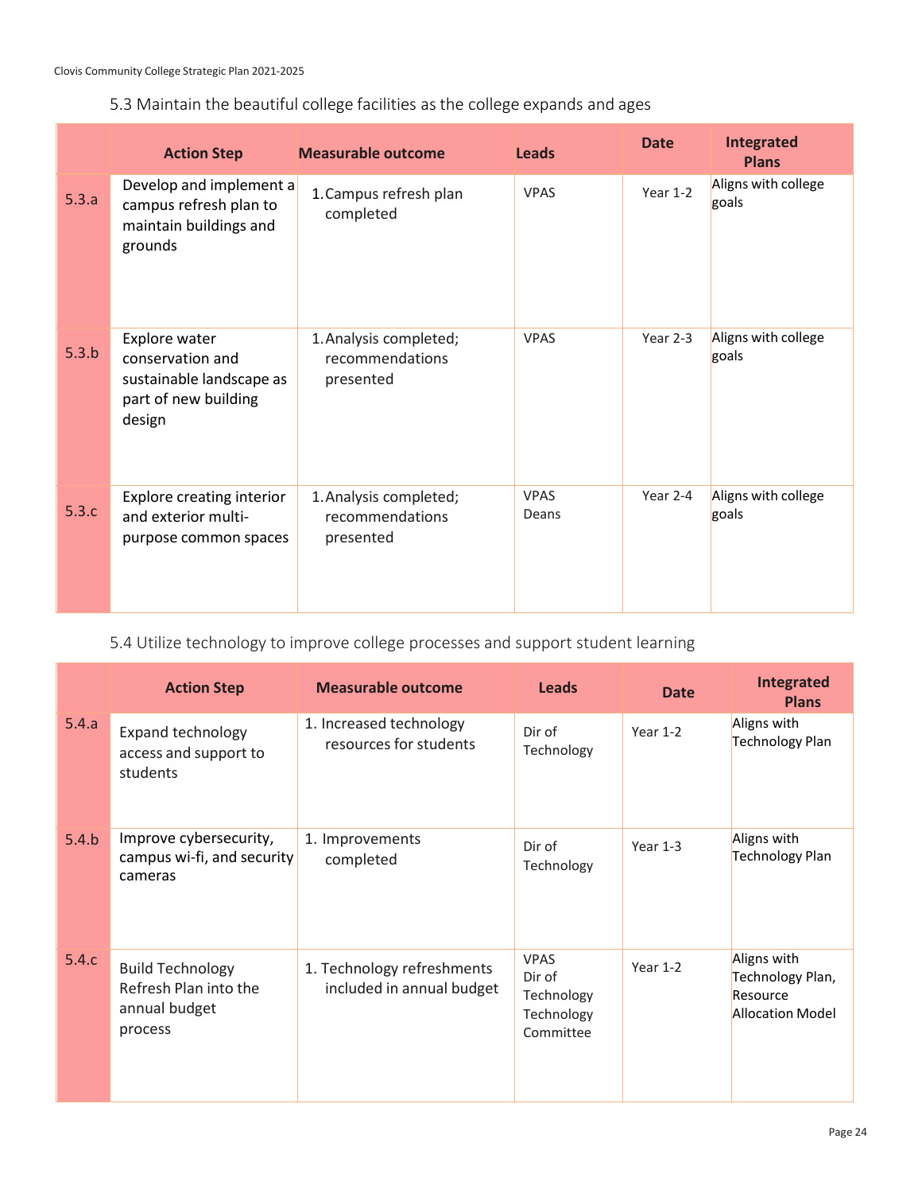### 5.3 Maintain the beautiful college facilities as the college expands and ages

| | Action Step | Measurable outcome | Leads | Date | Integrated Plans |
|---|---|---|---|---|---|
| 5.3.a | Develop and implement a campus refresh plan to maintain buildings and grounds | 1. Campus refresh plan completed | VPAS | Year 1-2 | Aligns with college goals |
| 5.3.b | Explore water conservation and sustainable landscape as part of new building design | 1. Analysis completed; recommendations presented | VPAS | Year 2-3 | Aligns with college goals |
| 5.3.c | Explore creating interior and exterior multi-purpose common spaces | 1. Analysis completed; recommendations presented | VPAS Deans | Year 2-4 | Aligns with college goals |

### 5.4 Utilize technology to improve college processes and support student learning

| | Action Step | Measurable outcome | Leads | Date | Integrated Plans |
|---|---|---|---|---|---|
| 5.4.a | Expand technology access and support to students | 1. Increased technology resources for students | Dir of Technology | Year 1-2 | Aligns with Technology Plan |
| 5.4.b | Improve cybersecurity, campus wi-fi, and security cameras | 1. Improvements completed | Dir of Technology | Year 1-3 | Aligns with Technology Plan |
| 5.4.c | Build Technology Refresh Plan into the annual budget process | 1. Technology refreshments included in annual budget | VPAS Dir of Technology Technology Committee | Year 1-2 | Aligns with Technology Plan, Resource Allocation Model |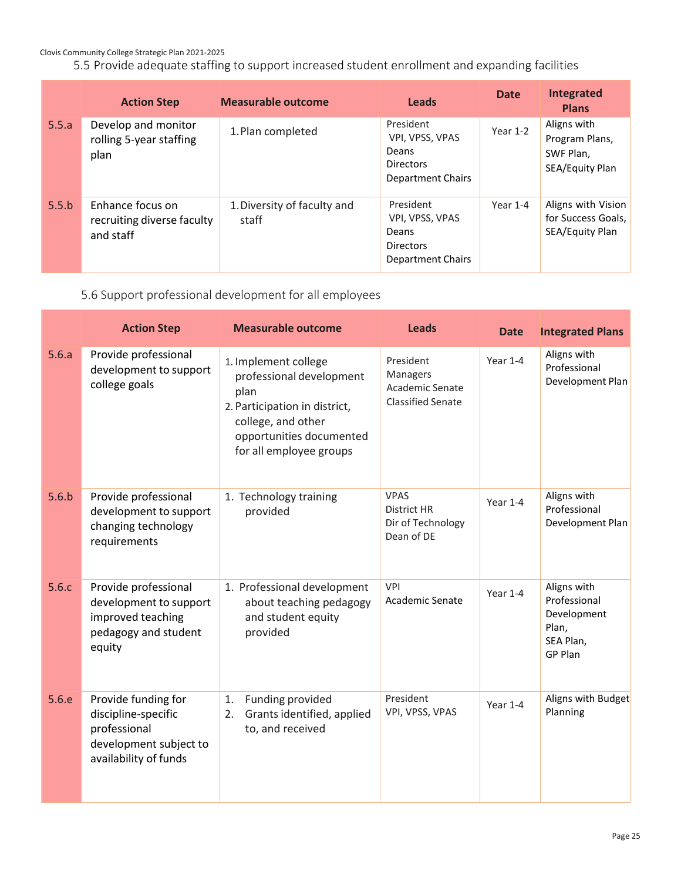5.5 Provide adequate staffing to support increased student enrollment and expanding facilities

| | Action Step | Measurable outcome | Leads | Date | Integrated Plans |
|---|---|---|---|---|---|
| 5.5.a | Develop and monitor rolling 5-year staffing plan | 1. Plan completed | President<br>VPI, VPSS, VPAS<br>Deans<br>Directors<br>Department Chairs | Year 1-2 | Aligns with Program Plans, SWF Plan, SEA/Equity Plan |
| 5.5.b | Enhance focus on recruiting diverse faculty and staff | 1. Diversity of faculty and staff | President<br>VPI, VPSS, VPAS<br>Deans<br>Directors<br>Department Chairs | Year 1-4 | Aligns with Vision for Success Goals, SEA/Equity Plan |

5.6 Support professional development for all employees

| | Action Step | Measurable outcome | Leads | Date | Integrated Plans |
|---|---|---|---|---|---|
| 5.6.a | Provide professional development to support college goals | 1. Implement college professional development plan<br>2. Participation in district, college, and other opportunities documented for all employee groups | President<br>Managers<br>Academic Senate<br>Classified Senate | Year 1-4 | Aligns with Professional Development Plan |
| 5.6.b | Provide professional development to support changing technology requirements | 1. Technology training provided | VPAS<br>District HR<br>Dir of Technology<br>Dean of DE | Year 1-4 | Aligns with Professional Development Plan |
| 5.6.c | Provide professional development to support improved teaching pedagogy and student equity | 1. Professional development about teaching pedagogy and student equity provided | VPI<br>Academic Senate | Year 1-4 | Aligns with Professional Development Plan, SEA Plan, GP Plan |
| 5.6.e | Provide funding for discipline-specific professional development subject to availability of funds | 1. Funding provided<br>2. Grants identified, applied to, and received | President<br>VPI, VPSS, VPAS | Year 1-4 | Aligns with Budget Planning |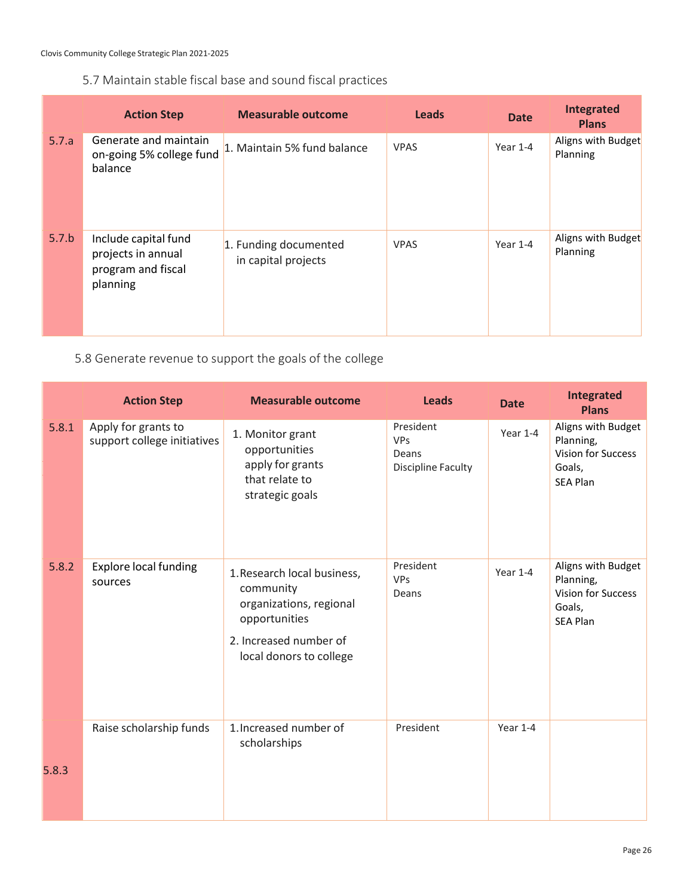### 5.7 Maintain stable fiscal base and sound fiscal practices

| | Action Step | Measurable outcome | Leads | Date | Integrated Plans |
|---|---|---|---|---|---|
| 5.7.a | Generate and maintain on-going 5% college fund balance | 1. Maintain 5% fund balance | VPAS | Year 1-4 | Aligns with Budget Planning |
| 5.7.b | Include capital fund projects in annual program and fiscal planning | 1. Funding documented in capital projects | VPAS | Year 1-4 | Aligns with Budget Planning |

### 5.8 Generate revenue to support the goals of the college

| | Action Step | Measurable outcome | Leads | Date | Integrated Plans |
|---|---|---|---|---|---|
| 5.8.1 | Apply for grants to support college initiatives | 1. Monitor grant opportunities apply for grants that relate to strategic goals | President<br>VPs<br>Deans<br>Discipline Faculty | Year 1-4 | Aligns with Budget Planning,<br>Vision for Success Goals,<br>SEA Plan |
| 5.8.2 | Explore local funding sources | 1. Research local business, community organizations, regional opportunities<br>2. Increased number of local donors to college | President<br>VPs<br>Deans | Year 1-4 | Aligns with Budget Planning,<br>Vision for Success Goals,<br>SEA Plan |
| 5.8.3 | Raise scholarship funds | 1. Increased number of scholarships | President | Year 1-4 | |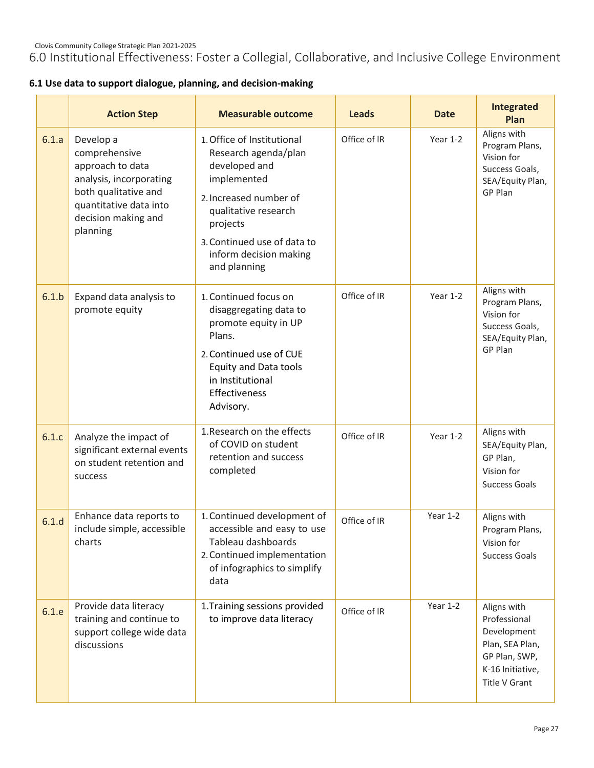## 6.0 Institutional Effectiveness: Foster a Collegial, Collaborative, and Inclusive College Environment

### 6.1 Use data to support dialogue, planning, and decision-making

| | Action Step | Measurable outcome | Leads | Date | Integrated Plan |
|---|---|---|---|---|---|
| 6.1.a | Develop a comprehensive approach to data analysis, incorporating both qualitative and quantitative data into decision making and planning | 1. Office of Institutional Research agenda/plan developed and implemented<br>2. Increased number of qualitative research projects<br>3. Continued use of data to inform decision making and planning | Office of IR | Year 1-2 | Aligns with Program Plans, Vision for Success Goals, SEA/Equity Plan, GP Plan |
| 6.1.b | Expand data analysis to promote equity | 1. Continued focus on disaggregating data to promote equity in UP Plans.<br>2. Continued use of CUE Equity and Data tools in Institutional Effectiveness Advisory. | Office of IR | Year 1-2 | Aligns with Program Plans, Vision for Success Goals, SEA/Equity Plan, GP Plan |
| 6.1.c | Analyze the impact of significant external events on student retention and success | 1. Research on the effects of COVID on student retention and success completed | Office of IR | Year 1-2 | Aligns with SEA/Equity Plan, GP Plan, Vision for Success Goals |
| 6.1.d | Enhance data reports to include simple, accessible charts | 1. Continued development of accessible and easy to use Tableau dashboards<br>2. Continued implementation of infographics to simplify data | Office of IR | Year 1-2 | Aligns with Program Plans, Vision for Success Goals |
| 6.1.e | Provide data literacy training and continue to support college wide data discussions | 1. Training sessions provided to improve data literacy | Office of IR | Year 1-2 | Aligns with Professional Development Plan, SEA Plan, GP Plan, SWP, K-16 Initiative, Title V Grant |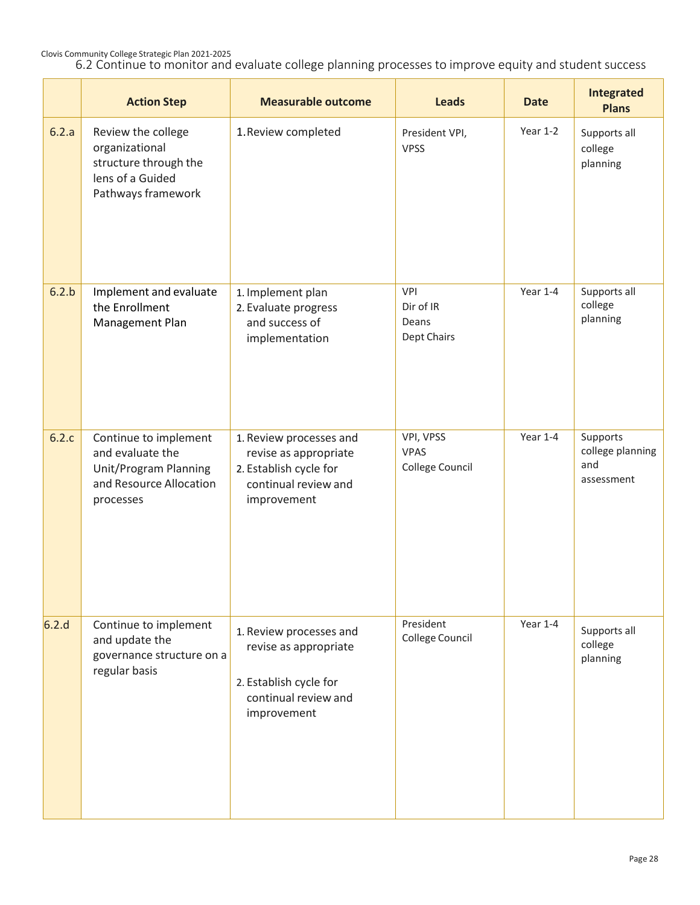## 6.2 Continue to monitor and evaluate college planning processes to improve equity and student success

| | Action Step | Measurable outcome | Leads | Date | Integrated Plans |
|---|---|---|---|---|---|
| 6.2.a | Review the college organizational structure through the lens of a Guided Pathways framework | 1. Review completed | President VPI, VPSS | Year 1-2 | Supports all college planning |
| 6.2.b | Implement and evaluate the Enrollment Management Plan | 1. Implement plan<br>2. Evaluate progress and success of implementation | VPI<br>Dir of IR<br>Deans<br>Dept Chairs | Year 1-4 | Supports all college planning |
| 6.2.c | Continue to implement and evaluate the Unit/Program Planning and Resource Allocation processes | 1. Review processes and revise as appropriate<br>2. Establish cycle for continual review and improvement | VPI, VPSS<br>VPAS<br>College Council | Year 1-4 | Supports college planning and assessment |
| 6.2.d | Continue to implement and update the governance structure on a regular basis | 1. Review processes and revise as appropriate<br>2. Establish cycle for continual review and improvement | President<br>College Council | Year 1-4 | Supports all college planning |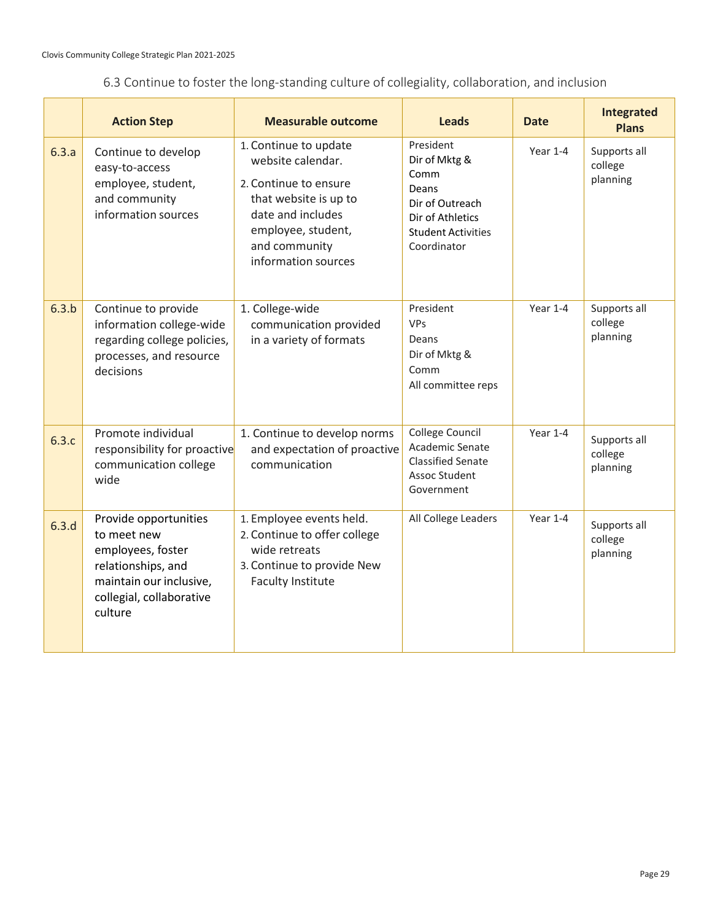## 6.3 Continue to foster the long-standing culture of collegiality, collaboration, and inclusion

| | Action Step | Measurable outcome | Leads | Date | Integrated Plans |
|---|---|---|---|---|---|
| 6.3.a | Continue to develop easy-to-access employee, student, and community information sources | 1. Continue to update website calendar.<br>2. Continue to ensure that website is up to date and includes employee, student, and community information sources | President<br>Dir of Mktg & Comm<br>Deans<br>Dir of Outreach<br>Dir of Athletics<br>Student Activities Coordinator | Year 1-4 | Supports all college planning |
| 6.3.b | Continue to provide information college-wide regarding college policies, processes, and resource decisions | 1. College-wide communication provided in a variety of formats | President<br>VPs<br>Deans<br>Dir of Mktg & Comm<br>All committee reps | Year 1-4 | Supports all college planning |
| 6.3.c | Promote individual responsibility for proactive communication college wide | 1. Continue to develop norms and expectation of proactive communication | College Council<br>Academic Senate<br>Classified Senate<br>Assoc Student Government | Year 1-4 | Supports all college planning |
| 6.3.d | Provide opportunities to meet new employees, foster relationships, and maintain our inclusive, collegial, collaborative culture | 1. Employee events held.<br>2. Continue to offer college wide retreats<br>3. Continue to provide New Faculty Institute | All College Leaders | Year 1-4 | Supports all college planning |